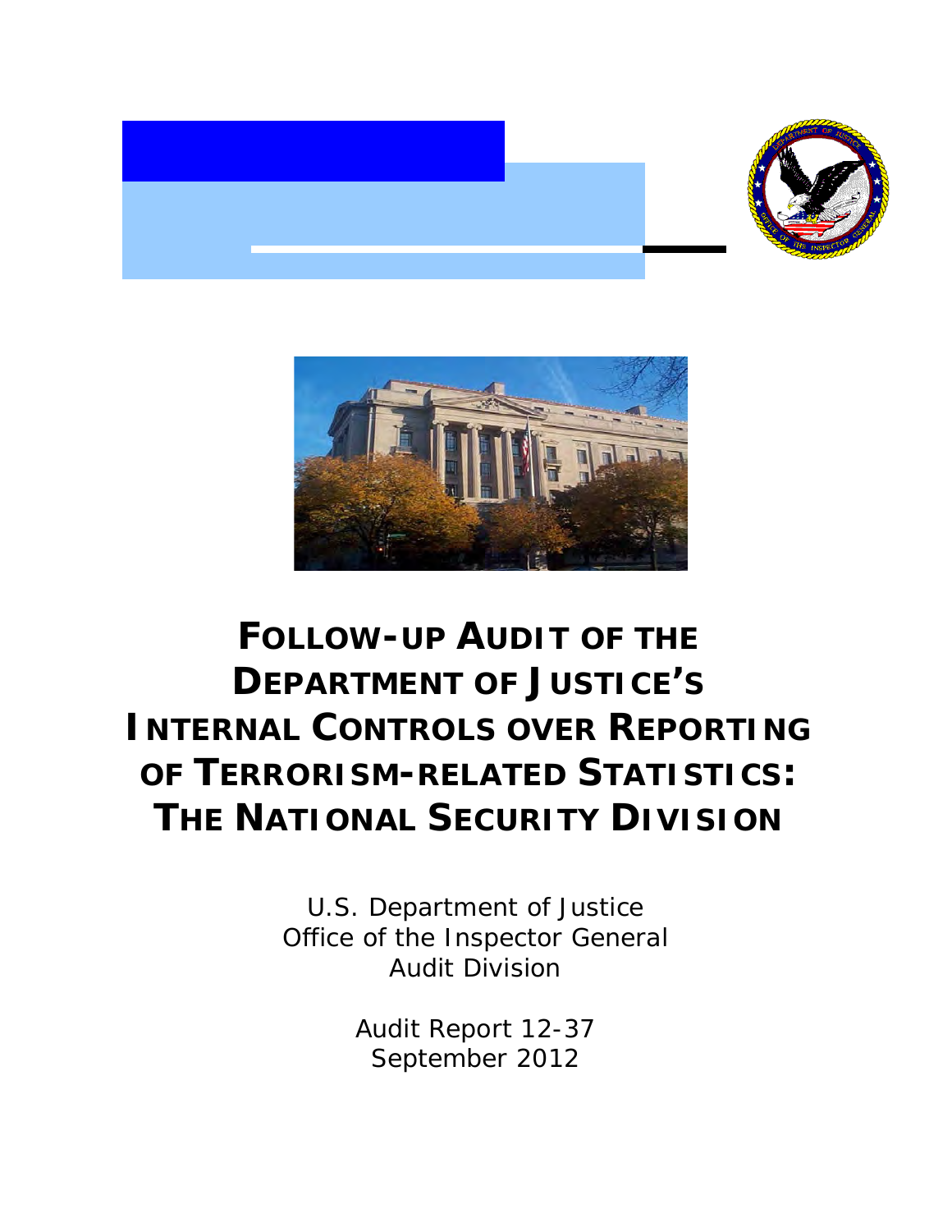# FOLLOW-UP AUDIT OF THE DEPARTMENT OF JUSTICE'S INTERNAL CONTROLS OVER REPORTING OF TERRORISM-RELATED STATISTICS: THE NATIONAL SECURITY DIVISION

U.S. Department of Justice
Office of the Inspector General
Audit Division

Audit Report 12-37
September 2012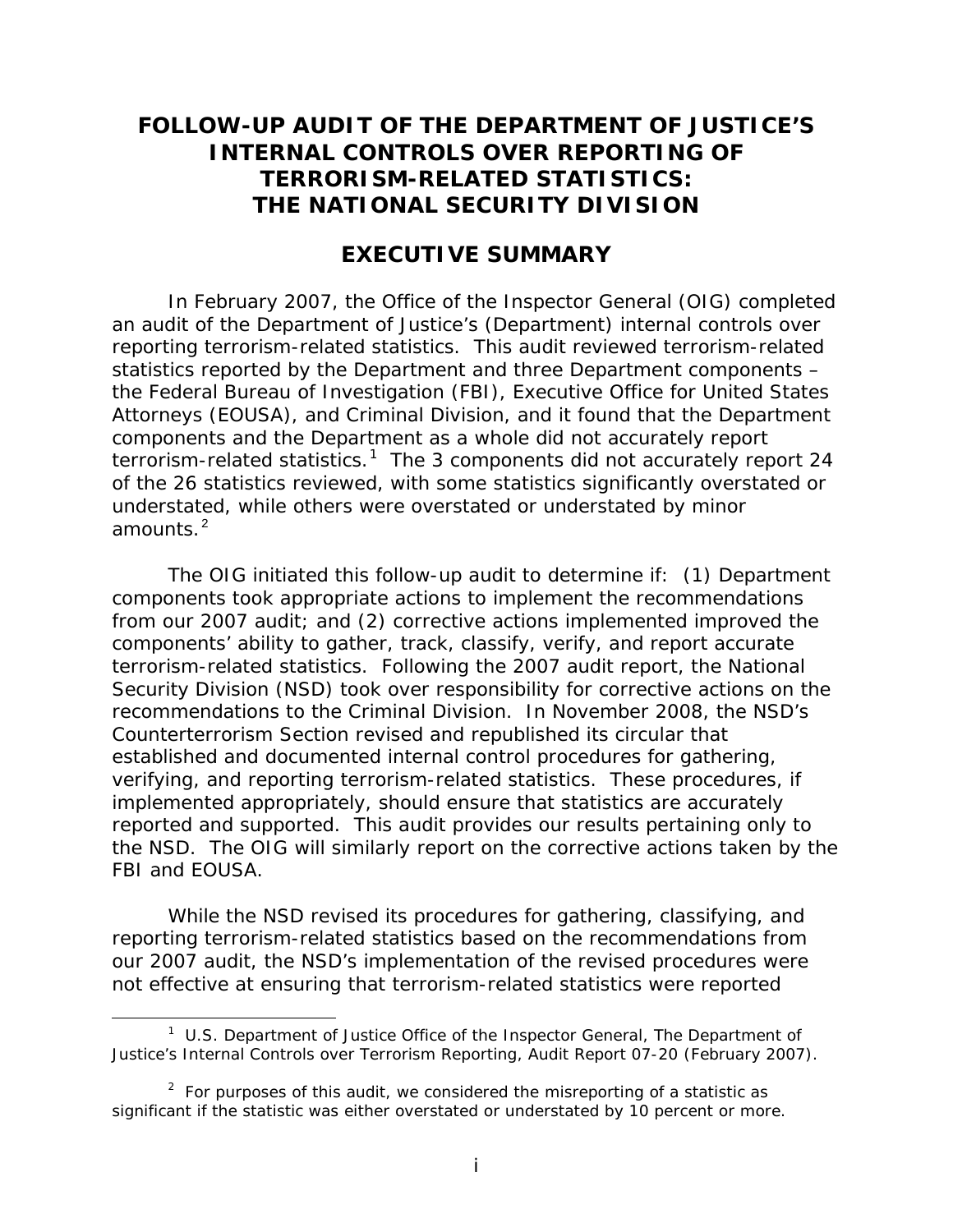# FOLLOW-UP AUDIT OF THE DEPARTMENT OF JUSTICE'S INTERNAL CONTROLS OVER REPORTING OF TERRORISM-RELATED STATISTICS: THE NATIONAL SECURITY DIVISION

## EXECUTIVE SUMMARY

In February 2007, the Office of the Inspector General (OIG) completed an audit of the Department of Justice's (Department) internal controls over reporting terrorism-related statistics. This audit reviewed terrorism-related statistics reported by the Department and three Department components – the Federal Bureau of Investigation (FBI), Executive Office for United States Attorneys (EOUSA), and Criminal Division, and it found that the Department components and the Department as a whole did not accurately report terrorism-related statistics.[1] The 3 components did not accurately report 24 of the 26 statistics reviewed, with some statistics significantly overstated or understated, while others were overstated or understated by minor amounts.[2]

The OIG initiated this follow-up audit to determine if: (1) Department components took appropriate actions to implement the recommendations from our 2007 audit; and (2) corrective actions implemented improved the components' ability to gather, track, classify, verify, and report accurate terrorism-related statistics. Following the 2007 audit report, the National Security Division (NSD) took over responsibility for corrective actions on the recommendations to the Criminal Division. In November 2008, the NSD's Counterterrorism Section revised and republished its circular that established and documented internal control procedures for gathering, verifying, and reporting terrorism-related statistics. These procedures, if implemented appropriately, should ensure that statistics are accurately reported and supported. This audit provides our results pertaining only to the NSD. The OIG will similarly report on the corrective actions taken by the FBI and EOUSA.

While the NSD revised its procedures for gathering, classifying, and reporting terrorism-related statistics based on the recommendations from our 2007 audit, the NSD's implementation of the revised procedures were not effective at ensuring that terrorism-related statistics were reported

---

[1] U.S. Department of Justice Office of the Inspector General, The Department of Justice's Internal Controls over Terrorism Reporting, Audit Report 07-20 (February 2007).

[2] For purposes of this audit, we considered the misreporting of a statistic as significant if the statistic was either overstated or understated by 10 percent or more.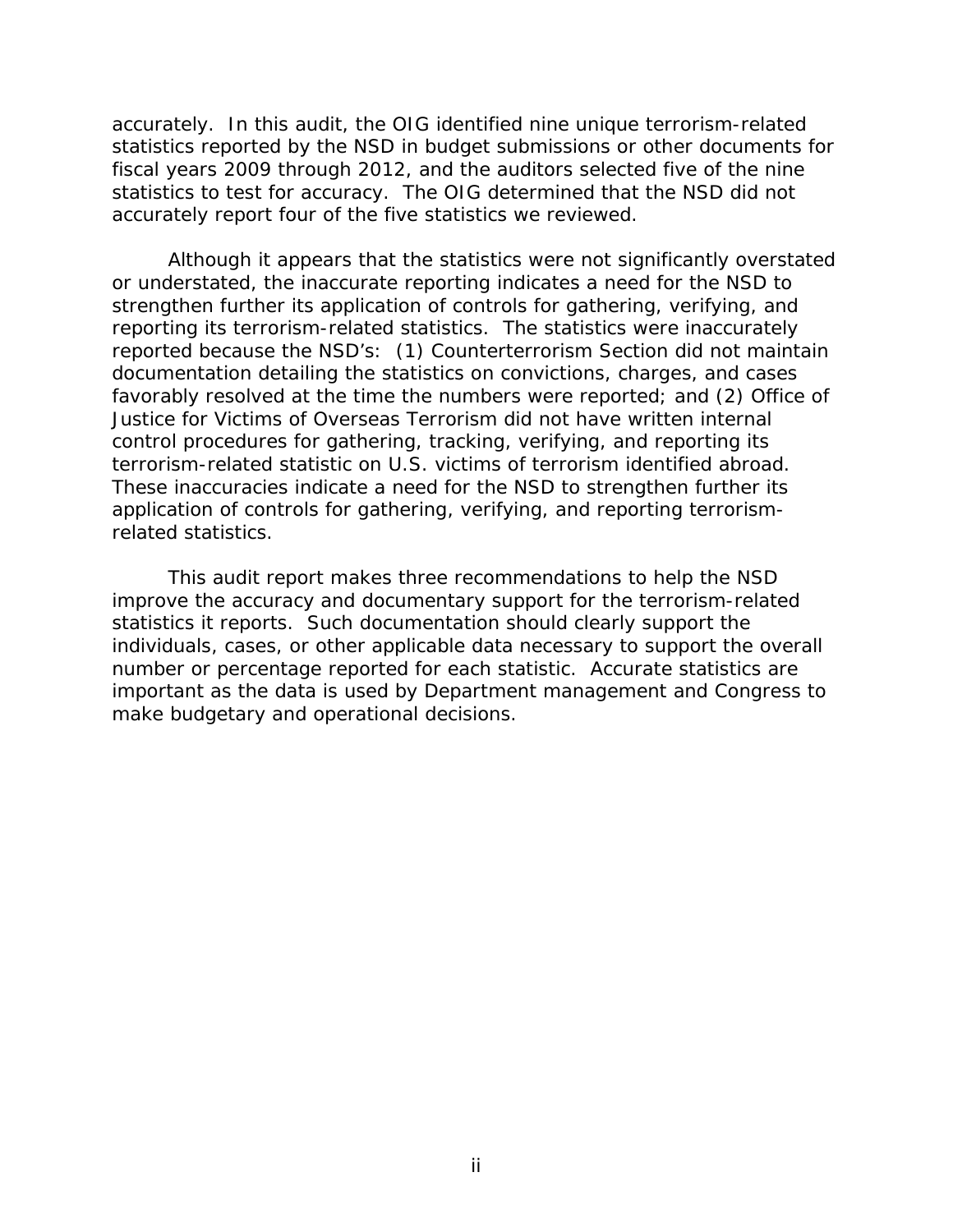accurately. In this audit, the OIG identified nine unique terrorism-related statistics reported by the NSD in budget submissions or other documents for fiscal years 2009 through 2012, and the auditors selected five of the nine statistics to test for accuracy. The OIG determined that the NSD did not accurately report four of the five statistics we reviewed.

Although it appears that the statistics were not significantly overstated or understated, the inaccurate reporting indicates a need for the NSD to strengthen further its application of controls for gathering, verifying, and reporting its terrorism-related statistics. The statistics were inaccurately reported because the NSD's: (1) Counterterrorism Section did not maintain documentation detailing the statistics on convictions, charges, and cases favorably resolved at the time the numbers were reported; and (2) Office of Justice for Victims of Overseas Terrorism did not have written internal control procedures for gathering, tracking, verifying, and reporting its terrorism-related statistic on U.S. victims of terrorism identified abroad. These inaccuracies indicate a need for the NSD to strengthen further its application of controls for gathering, verifying, and reporting terrorism-related statistics.

This audit report makes three recommendations to help the NSD improve the accuracy and documentary support for the terrorism-related statistics it reports. Such documentation should clearly support the individuals, cases, or other applicable data necessary to support the overall number or percentage reported for each statistic. Accurate statistics are important as the data is used by Department management and Congress to make budgetary and operational decisions.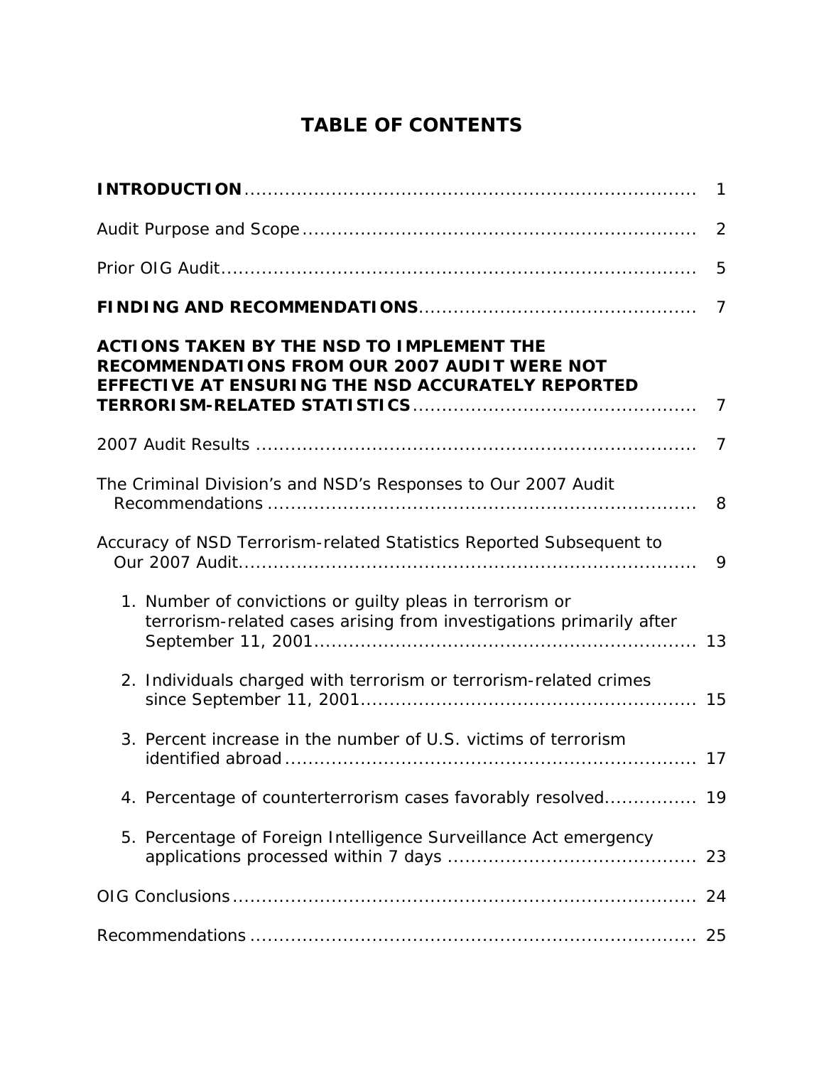# TABLE OF CONTENTS

| | |
|---|---|
| **INTRODUCTION** | 1 |
| Audit Purpose and Scope | 2 |
| Prior OIG Audit | 5 |
| **FINDING AND RECOMMENDATIONS** | 7 |
| **ACTIONS TAKEN BY THE NSD TO IMPLEMENT THE RECOMMENDATIONS FROM OUR 2007 AUDIT WERE NOT EFFECTIVE AT ENSURING THE NSD ACCURATELY REPORTED TERRORISM-RELATED STATISTICS** | 7 |
| 2007 Audit Results | 7 |
| The Criminal Division's and NSD's Responses to Our 2007 Audit Recommendations | 8 |
| Accuracy of NSD Terrorism-related Statistics Reported Subsequent to Our 2007 Audit | 9 |
| 1. Number of convictions or guilty pleas in terrorism or terrorism-related cases arising from investigations primarily after September 11, 2001 | 13 |
| 2. Individuals charged with terrorism or terrorism-related crimes since September 11, 2001 | 15 |
| 3. Percent increase in the number of U.S. victims of terrorism identified abroad | 17 |
| 4. Percentage of counterterrorism cases favorably resolved | 19 |
| 5. Percentage of Foreign Intelligence Surveillance Act emergency applications processed within 7 days | 23 |
| OIG Conclusions | 24 |
| Recommendations | 25 |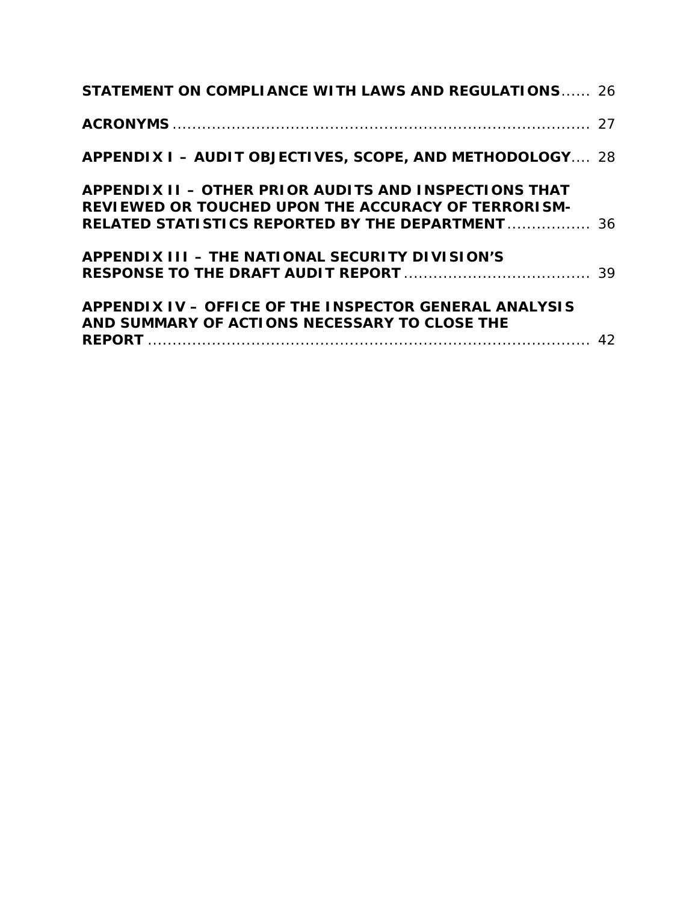**STATEMENT ON COMPLIANCE WITH LAWS AND REGULATIONS** ...... 26

**ACRONYMS** ........................................................................................ 27

**APPENDIX I – AUDIT OBJECTIVES, SCOPE, AND METHODOLOGY** .... 28

**APPENDIX II – OTHER PRIOR AUDITS AND INSPECTIONS THAT REVIEWED OR TOUCHED UPON THE ACCURACY OF TERRORISM-RELATED STATISTICS REPORTED BY THE DEPARTMENT** ................. 36

**APPENDIX III – THE NATIONAL SECURITY DIVISION'S RESPONSE TO THE DRAFT AUDIT REPORT** ...................................... 39

**APPENDIX IV – OFFICE OF THE INSPECTOR GENERAL ANALYSIS AND SUMMARY OF ACTIONS NECESSARY TO CLOSE THE REPORT** .......................................................................................... 42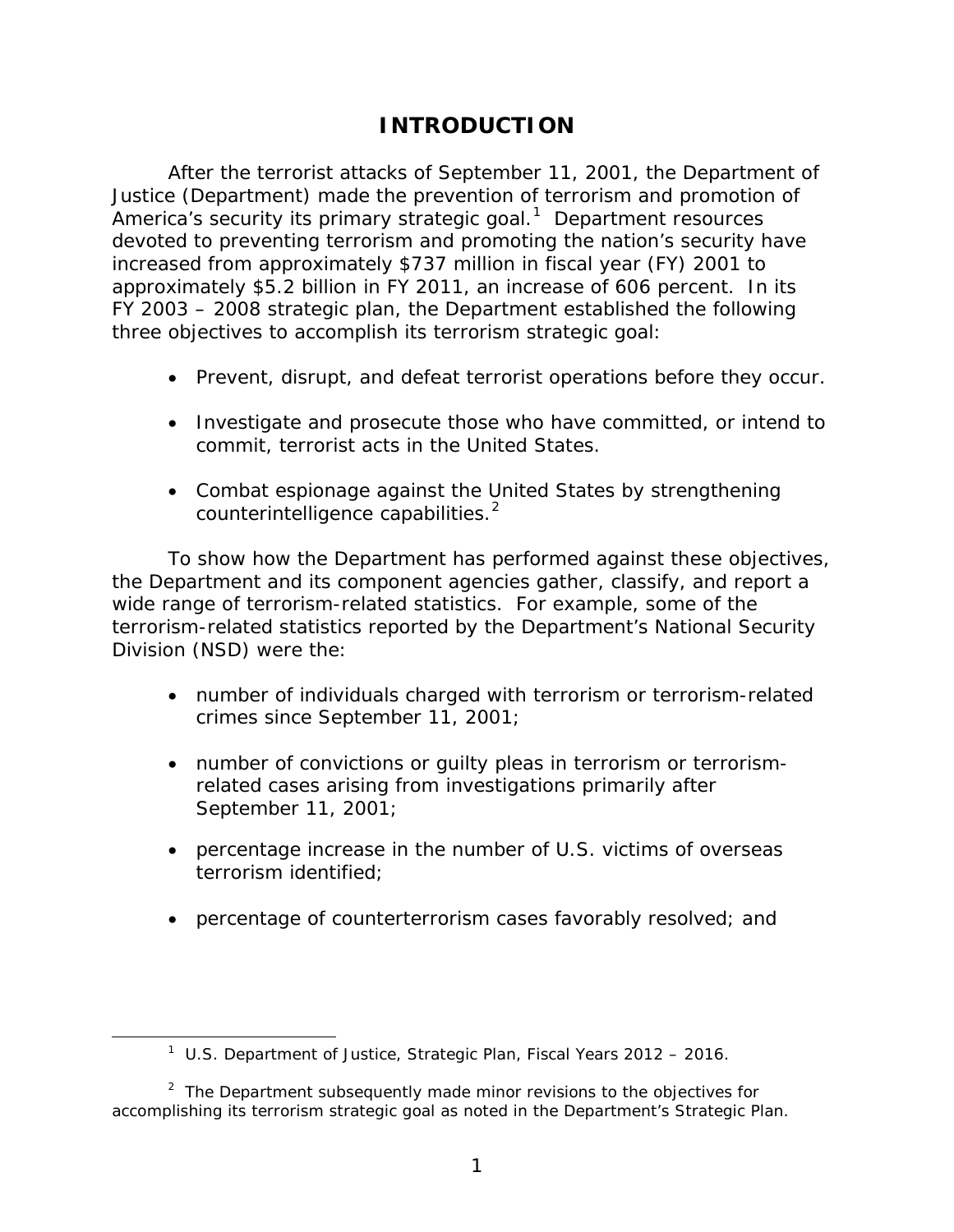# INTRODUCTION

After the terrorist attacks of September 11, 2001, the Department of Justice (Department) made the prevention of terrorism and promotion of America's security its primary strategic goal.[1] Department resources devoted to preventing terrorism and promoting the nation's security have increased from approximately $737 million in fiscal year (FY) 2001 to approximately $5.2 billion in FY 2011, an increase of 606 percent. In its FY 2003 – 2008 strategic plan, the Department established the following three objectives to accomplish its terrorism strategic goal:

- Prevent, disrupt, and defeat terrorist operations before they occur.
- Investigate and prosecute those who have committed, or intend to commit, terrorist acts in the United States.
- Combat espionage against the United States by strengthening counterintelligence capabilities.[2]

To show how the Department has performed against these objectives, the Department and its component agencies gather, classify, and report a wide range of terrorism-related statistics. For example, some of the terrorism-related statistics reported by the Department's National Security Division (NSD) were the:

- number of individuals charged with terrorism or terrorism-related crimes since September 11, 2001;
- number of convictions or guilty pleas in terrorism or terrorism-related cases arising from investigations primarily after September 11, 2001;
- percentage increase in the number of U.S. victims of overseas terrorism identified;
- percentage of counterterrorism cases favorably resolved; and

---

[1] U.S. Department of Justice, Strategic Plan, Fiscal Years 2012 – 2016.

[2] The Department subsequently made minor revisions to the objectives for accomplishing its terrorism strategic goal as noted in the Department's Strategic Plan.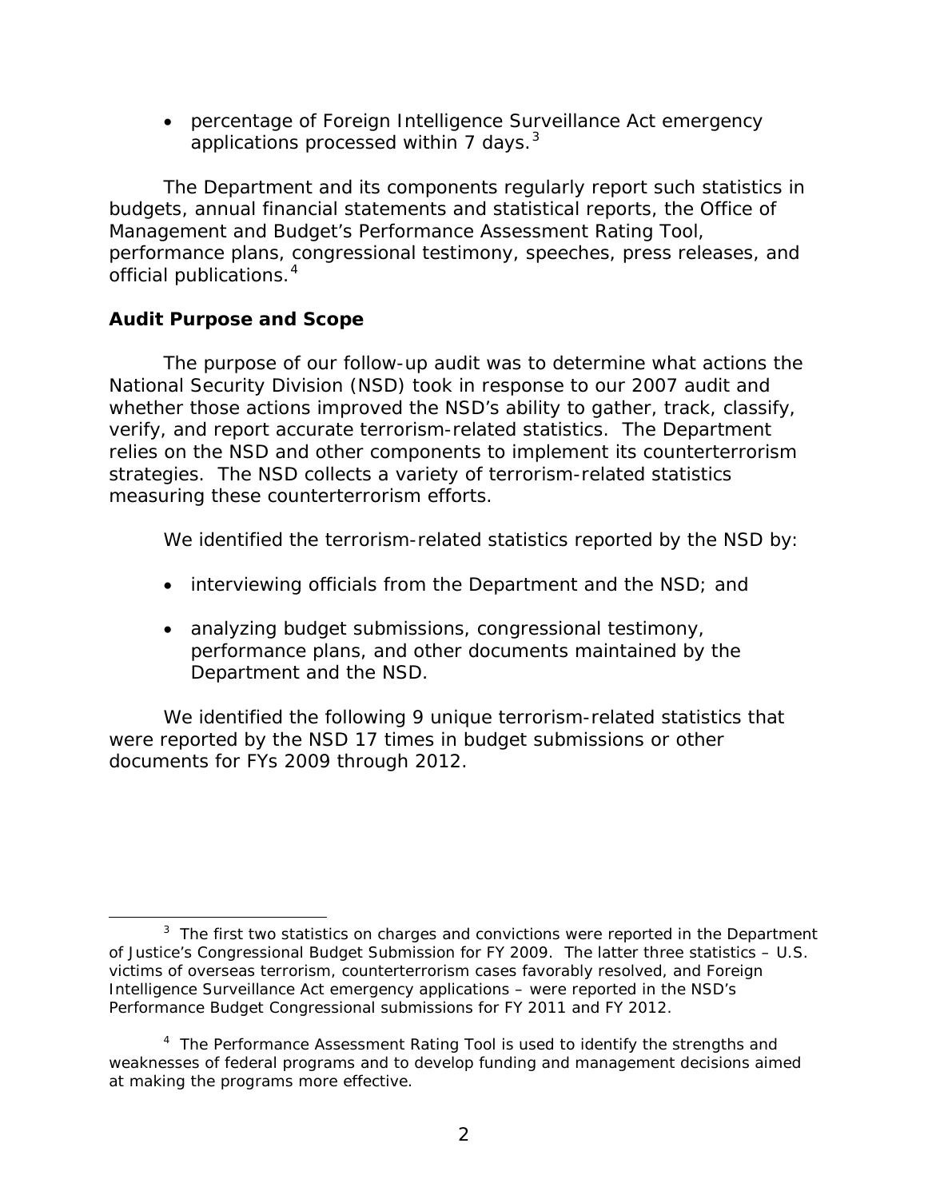- percentage of Foreign Intelligence Surveillance Act emergency applications processed within 7 days.[3]

The Department and its components regularly report such statistics in budgets, annual financial statements and statistical reports, the Office of Management and Budget's Performance Assessment Rating Tool, performance plans, congressional testimony, speeches, press releases, and official publications.[4]

**Audit Purpose and Scope**

The purpose of our follow-up audit was to determine what actions the National Security Division (NSD) took in response to our 2007 audit and whether those actions improved the NSD's ability to gather, track, classify, verify, and report accurate terrorism-related statistics. The Department relies on the NSD and other components to implement its counterterrorism strategies. The NSD collects a variety of terrorism-related statistics measuring these counterterrorism efforts.

We identified the terrorism-related statistics reported by the NSD by:

- interviewing officials from the Department and the NSD; and
- analyzing budget submissions, congressional testimony, performance plans, and other documents maintained by the Department and the NSD.

We identified the following 9 unique terrorism-related statistics that were reported by the NSD 17 times in budget submissions or other documents for FYs 2009 through 2012.

---

[3] The first two statistics on charges and convictions were reported in the Department of Justice's Congressional Budget Submission for FY 2009. The latter three statistics – U.S. victims of overseas terrorism, counterterrorism cases favorably resolved, and Foreign Intelligence Surveillance Act emergency applications – were reported in the NSD's Performance Budget Congressional submissions for FY 2011 and FY 2012.

[4] The Performance Assessment Rating Tool is used to identify the strengths and weaknesses of federal programs and to develop funding and management decisions aimed at making the programs more effective.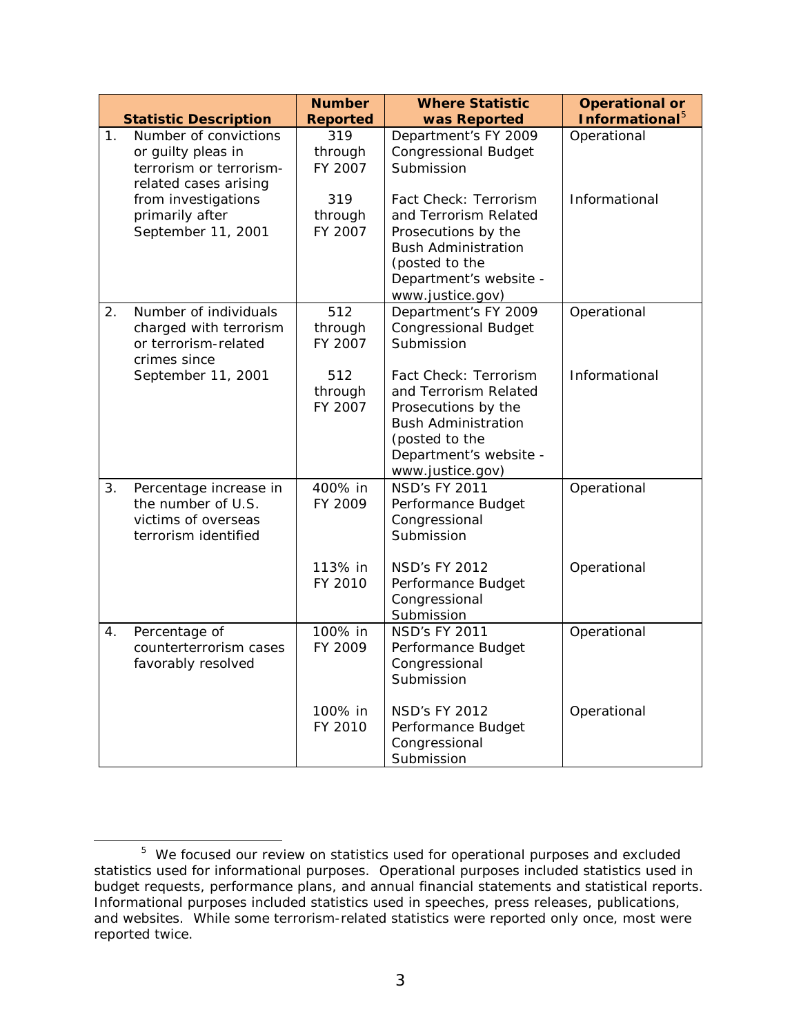| Statistic Description | Number Reported | Where Statistic was Reported | Operational or Informational[5] |
|---|---|---|---|
| 1. Number of convictions or guilty pleas in terrorism or terrorism-related cases arising from investigations primarily after September 11, 2001 | 319 through FY 2007 | Department's FY 2009 Congressional Budget Submission | Operational |
| | 319 through FY 2007 | Fact Check: Terrorism and Terrorism Related Prosecutions by the Bush Administration (posted to the Department's website - www.justice.gov) | Informational |
| 2. Number of individuals charged with terrorism or terrorism-related crimes since September 11, 2001 | 512 through FY 2007 | Department's FY 2009 Congressional Budget Submission | Operational |
| | 512 through FY 2007 | Fact Check: Terrorism and Terrorism Related Prosecutions by the Bush Administration (posted to the Department's website - www.justice.gov) | Informational |
| 3. Percentage increase in the number of U.S. victims of overseas terrorism identified | 400% in FY 2009 | NSD's FY 2011 Performance Budget Congressional Submission | Operational |
| | 113% in FY 2010 | NSD's FY 2012 Performance Budget Congressional Submission | Operational |
| 4. Percentage of counterterrorism cases favorably resolved | 100% in FY 2009 | NSD's FY 2011 Performance Budget Congressional Submission | Operational |
| | 100% in FY 2010 | NSD's FY 2012 Performance Budget Congressional Submission | Operational |

[5] We focused our review on statistics used for operational purposes and excluded statistics used for informational purposes. Operational purposes included statistics used in budget requests, performance plans, and annual financial statements and statistical reports. Informational purposes included statistics used in speeches, press releases, publications, and websites. While some terrorism-related statistics were reported only once, most were reported twice.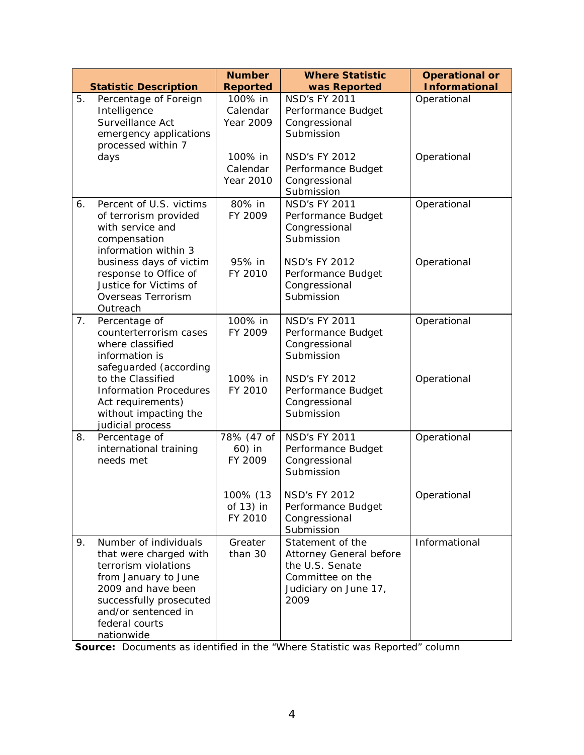| Statistic Description | Number Reported | Where Statistic was Reported | Operational or Informational |
|---|---|---|---|
| 5. Percentage of Foreign Intelligence Surveillance Act emergency applications processed within 7 days | 100% in Calendar Year 2009 | NSD's FY 2011 Performance Budget Congressional Submission | Operational |
| | 100% in Calendar Year 2010 | NSD's FY 2012 Performance Budget Congressional Submission | Operational |
| 6. Percent of U.S. victims of terrorism provided with service and compensation information within 3 business days of victim response to Office of Justice for Victims of Overseas Terrorism Outreach | 80% in FY 2009 | NSD's FY 2011 Performance Budget Congressional Submission | Operational |
| | 95% in FY 2010 | NSD's FY 2012 Performance Budget Congressional Submission | Operational |
| 7. Percentage of counterterrorism cases where classified information is safeguarded (according to the Classified Information Procedures Act requirements) without impacting the judicial process | 100% in FY 2009 | NSD's FY 2011 Performance Budget Congressional Submission | Operational |
| | 100% in FY 2010 | NSD's FY 2012 Performance Budget Congressional Submission | Operational |
| 8. Percentage of international training needs met | 78% (47 of 60) in FY 2009 | NSD's FY 2011 Performance Budget Congressional Submission | Operational |
| | 100% (13 of 13) in FY 2010 | NSD's FY 2012 Performance Budget Congressional Submission | Operational |
| 9. Number of individuals that were charged with terrorism violations from January to June 2009 and have been successfully prosecuted and/or sentenced in federal courts nationwide | Greater than 30 | Statement of the Attorney General before the U.S. Senate Committee on the Judiciary on June 17, 2009 | Informational |

**Source:** Documents as identified in the "Where Statistic was Reported" column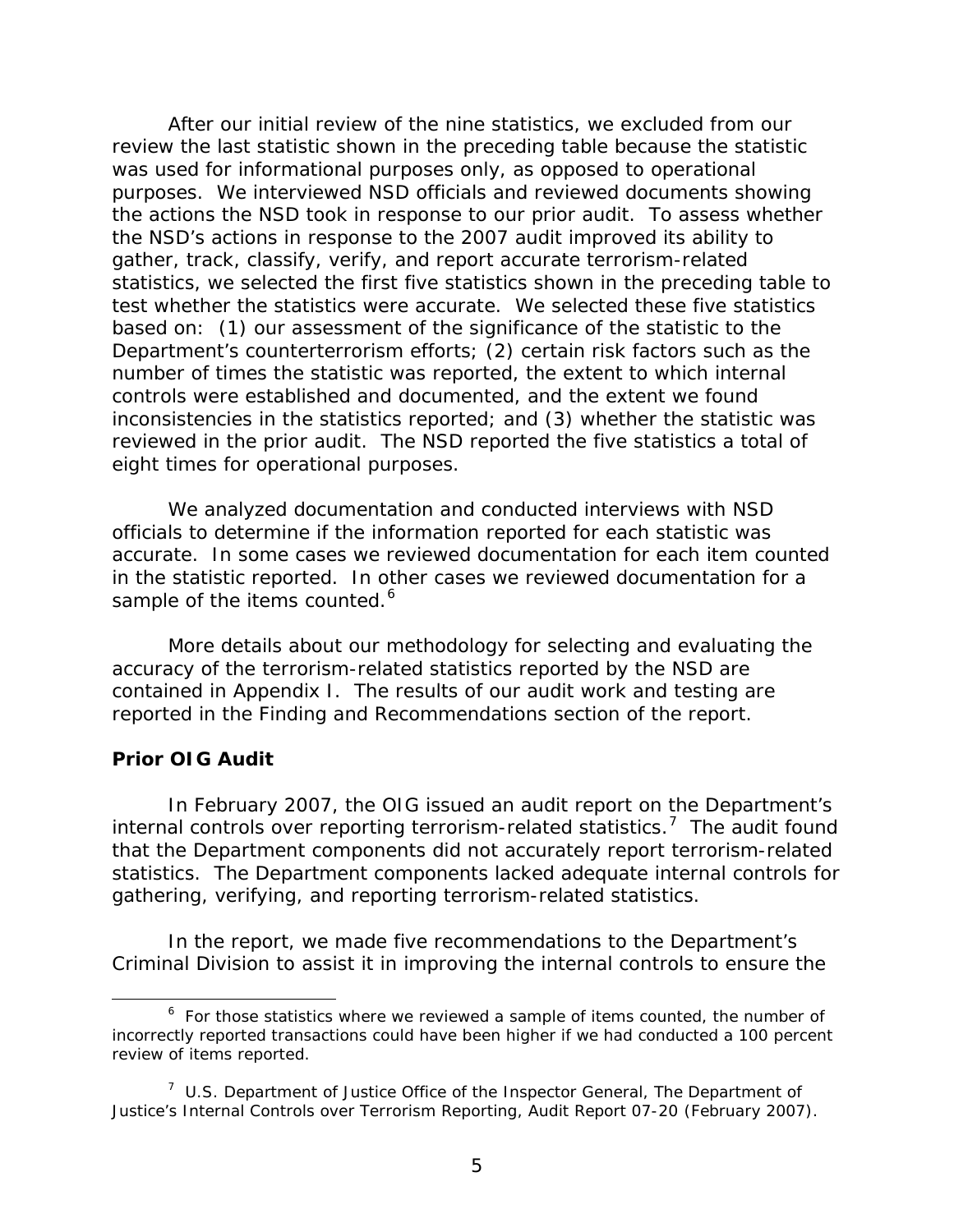After our initial review of the nine statistics, we excluded from our review the last statistic shown in the preceding table because the statistic was used for informational purposes only, as opposed to operational purposes. We interviewed NSD officials and reviewed documents showing the actions the NSD took in response to our prior audit. To assess whether the NSD's actions in response to the 2007 audit improved its ability to gather, track, classify, verify, and report accurate terrorism-related statistics, we selected the first five statistics shown in the preceding table to test whether the statistics were accurate. We selected these five statistics based on: (1) our assessment of the significance of the statistic to the Department's counterterrorism efforts; (2) certain risk factors such as the number of times the statistic was reported, the extent to which internal controls were established and documented, and the extent we found inconsistencies in the statistics reported; and (3) whether the statistic was reviewed in the prior audit. The NSD reported the five statistics a total of eight times for operational purposes.

We analyzed documentation and conducted interviews with NSD officials to determine if the information reported for each statistic was accurate. In some cases we reviewed documentation for each item counted in the statistic reported. In other cases we reviewed documentation for a sample of the items counted.[6]

More details about our methodology for selecting and evaluating the accuracy of the terrorism-related statistics reported by the NSD are contained in Appendix I. The results of our audit work and testing are reported in the Finding and Recommendations section of the report.

**Prior OIG Audit**

In February 2007, the OIG issued an audit report on the Department's internal controls over reporting terrorism-related statistics.[7] The audit found that the Department components did not accurately report terrorism-related statistics. The Department components lacked adequate internal controls for gathering, verifying, and reporting terrorism-related statistics.

In the report, we made five recommendations to the Department's Criminal Division to assist it in improving the internal controls to ensure the

---

[6] For those statistics where we reviewed a sample of items counted, the number of incorrectly reported transactions could have been higher if we had conducted a 100 percent review of items reported.

[7] U.S. Department of Justice Office of the Inspector General, The Department of Justice's Internal Controls over Terrorism Reporting, Audit Report 07-20 (February 2007).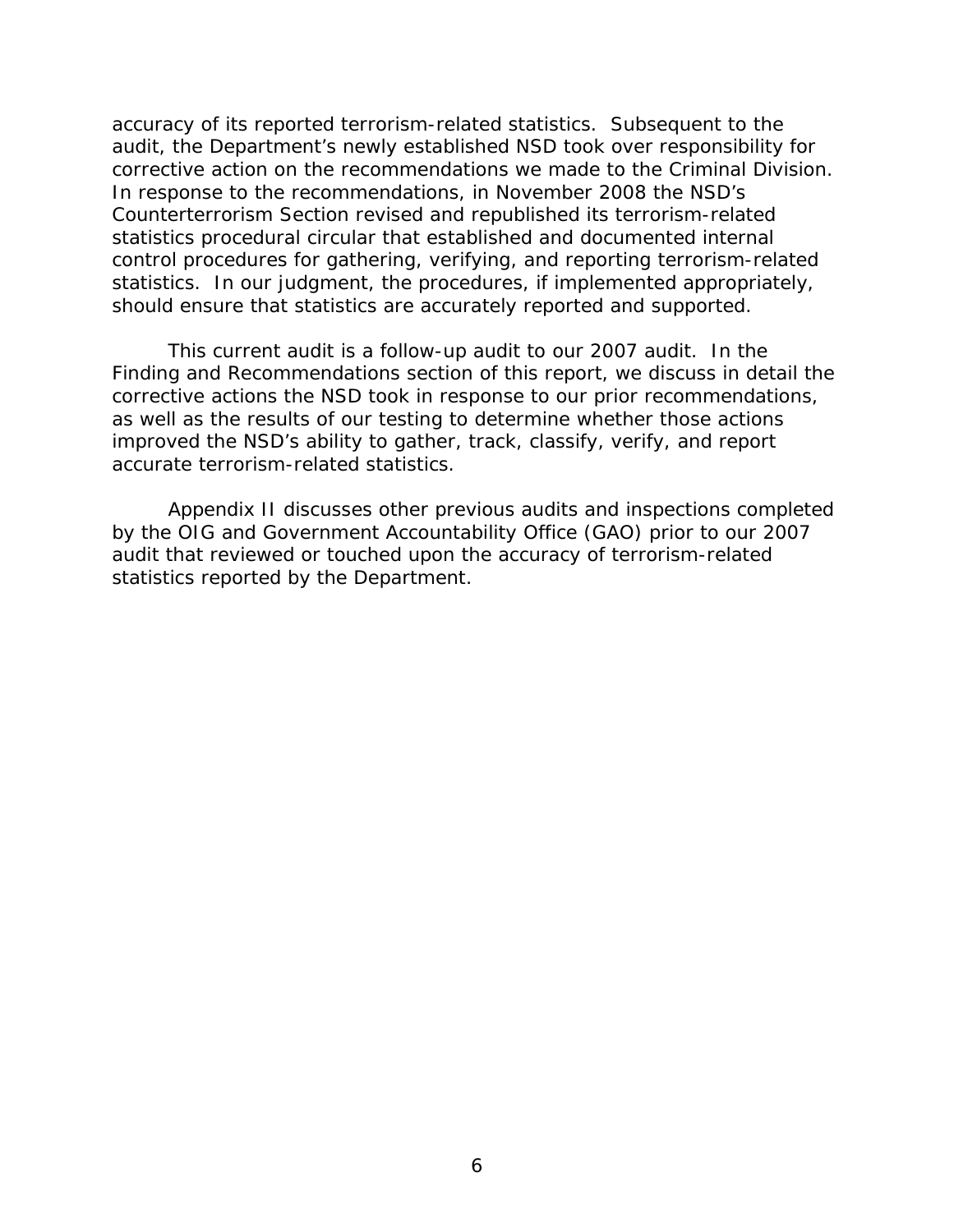accuracy of its reported terrorism-related statistics. Subsequent to the audit, the Department's newly established NSD took over responsibility for corrective action on the recommendations we made to the Criminal Division. In response to the recommendations, in November 2008 the NSD's Counterterrorism Section revised and republished its terrorism-related statistics procedural circular that established and documented internal control procedures for gathering, verifying, and reporting terrorism-related statistics. In our judgment, the procedures, if implemented appropriately, should ensure that statistics are accurately reported and supported.

This current audit is a follow-up audit to our 2007 audit. In the Finding and Recommendations section of this report, we discuss in detail the corrective actions the NSD took in response to our prior recommendations, as well as the results of our testing to determine whether those actions improved the NSD's ability to gather, track, classify, verify, and report accurate terrorism-related statistics.

Appendix II discusses other previous audits and inspections completed by the OIG and Government Accountability Office (GAO) prior to our 2007 audit that reviewed or touched upon the accuracy of terrorism-related statistics reported by the Department.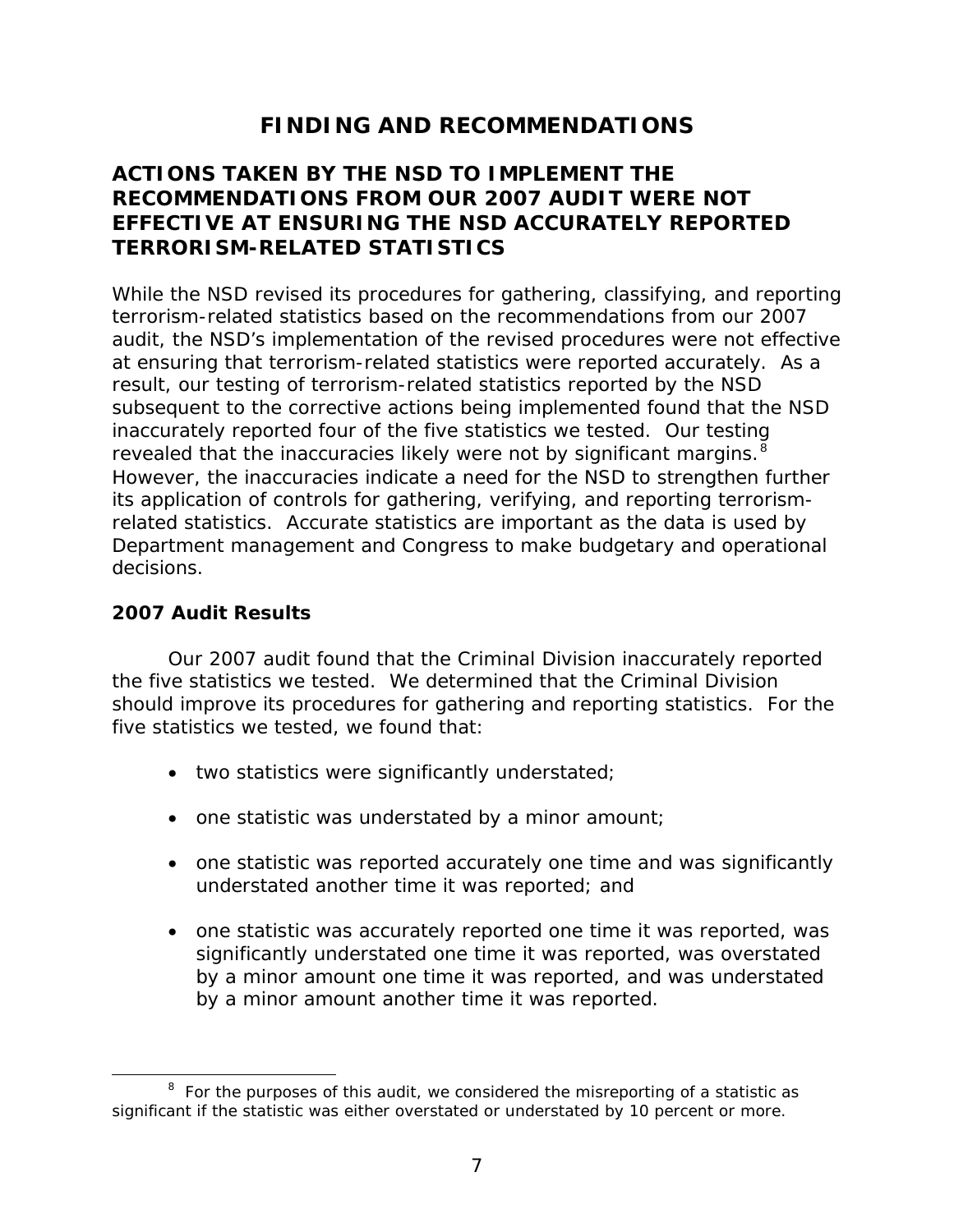# FINDING AND RECOMMENDATIONS

## ACTIONS TAKEN BY THE NSD TO IMPLEMENT THE RECOMMENDATIONS FROM OUR 2007 AUDIT WERE NOT EFFECTIVE AT ENSURING THE NSD ACCURATELY REPORTED TERRORISM-RELATED STATISTICS

While the NSD revised its procedures for gathering, classifying, and reporting terrorism-related statistics based on the recommendations from our 2007 audit, the NSD's implementation of the revised procedures were not effective at ensuring that terrorism-related statistics were reported accurately. As a result, our testing of terrorism-related statistics reported by the NSD subsequent to the corrective actions being implemented found that the NSD inaccurately reported four of the five statistics we tested. Our testing revealed that the inaccuracies likely were not by significant margins.[8] However, the inaccuracies indicate a need for the NSD to strengthen further its application of controls for gathering, verifying, and reporting terrorism-related statistics. Accurate statistics are important as the data is used by Department management and Congress to make budgetary and operational decisions.

### 2007 Audit Results

Our 2007 audit found that the Criminal Division inaccurately reported the five statistics we tested. We determined that the Criminal Division should improve its procedures for gathering and reporting statistics. For the five statistics we tested, we found that:

- two statistics were significantly understated;
- one statistic was understated by a minor amount;
- one statistic was reported accurately one time and was significantly understated another time it was reported; and
- one statistic was accurately reported one time it was reported, was significantly understated one time it was reported, was overstated by a minor amount one time it was reported, and was understated by a minor amount another time it was reported.

[8] For the purposes of this audit, we considered the misreporting of a statistic as significant if the statistic was either overstated or understated by 10 percent or more.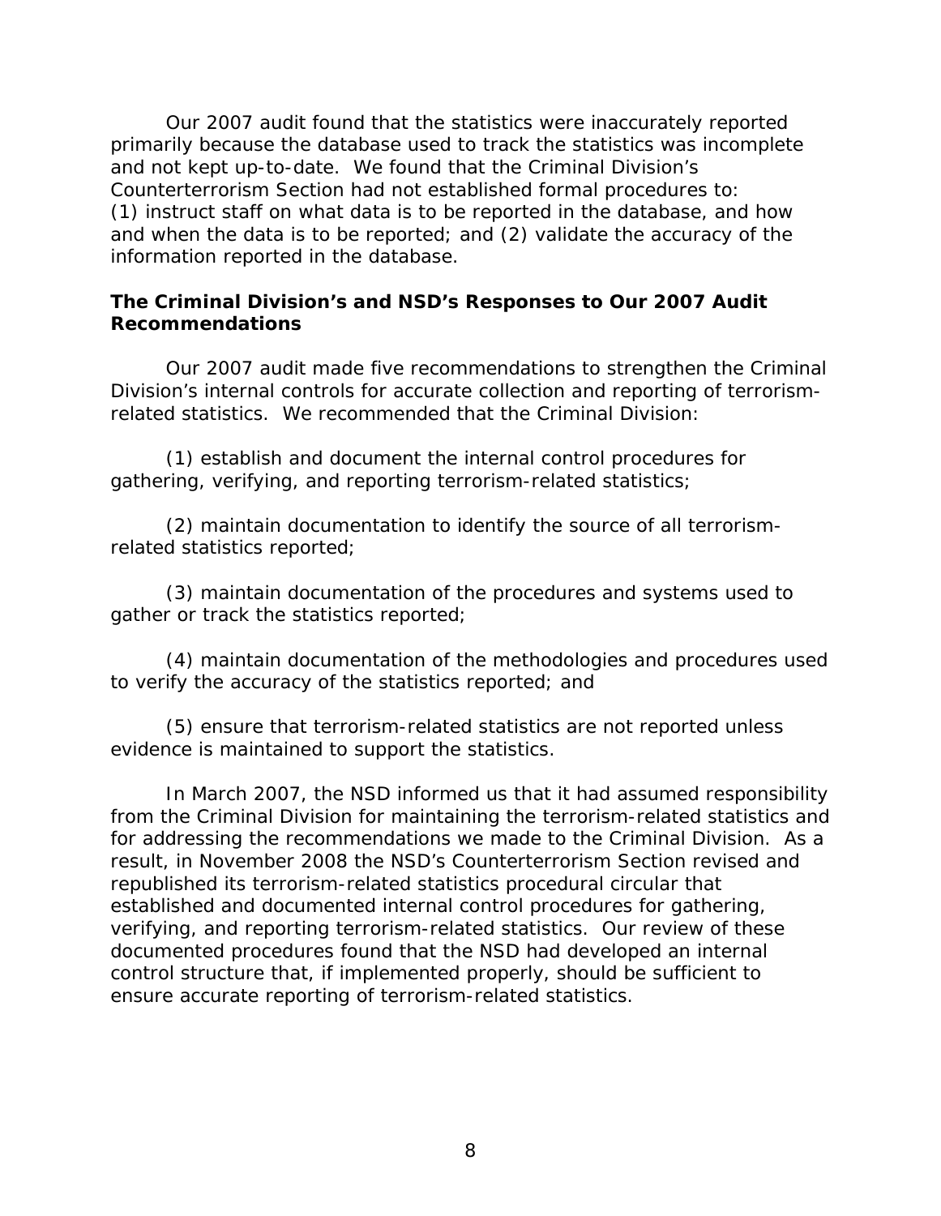Our 2007 audit found that the statistics were inaccurately reported primarily because the database used to track the statistics was incomplete and not kept up-to-date. We found that the Criminal Division's Counterterrorism Section had not established formal procedures to: (1) instruct staff on what data is to be reported in the database, and how and when the data is to be reported; and (2) validate the accuracy of the information reported in the database.

### The Criminal Division's and NSD's Responses to Our 2007 Audit Recommendations

Our 2007 audit made five recommendations to strengthen the Criminal Division's internal controls for accurate collection and reporting of terrorism-related statistics. We recommended that the Criminal Division:

(1) establish and document the internal control procedures for gathering, verifying, and reporting terrorism-related statistics;

(2) maintain documentation to identify the source of all terrorism-related statistics reported;

(3) maintain documentation of the procedures and systems used to gather or track the statistics reported;

(4) maintain documentation of the methodologies and procedures used to verify the accuracy of the statistics reported; and

(5) ensure that terrorism-related statistics are not reported unless evidence is maintained to support the statistics.

In March 2007, the NSD informed us that it had assumed responsibility from the Criminal Division for maintaining the terrorism-related statistics and for addressing the recommendations we made to the Criminal Division. As a result, in November 2008 the NSD's Counterterrorism Section revised and republished its terrorism-related statistics procedural circular that established and documented internal control procedures for gathering, verifying, and reporting terrorism-related statistics. Our review of these documented procedures found that the NSD had developed an internal control structure that, if implemented properly, should be sufficient to ensure accurate reporting of terrorism-related statistics.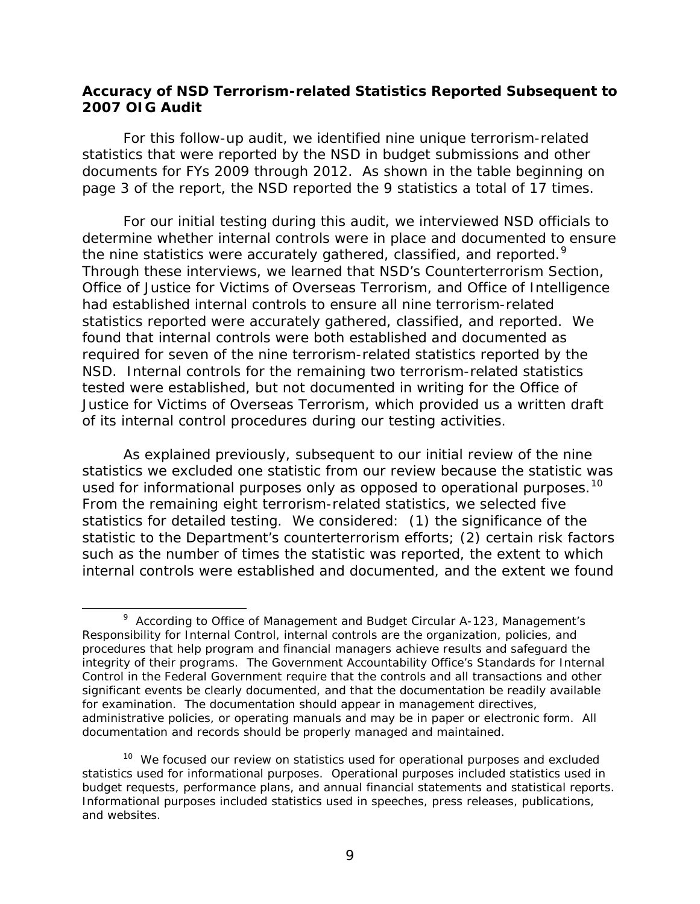**Accuracy of NSD Terrorism-related Statistics Reported Subsequent to 2007 OIG Audit**

For this follow-up audit, we identified nine unique terrorism-related statistics that were reported by the NSD in budget submissions and other documents for FYs 2009 through 2012. As shown in the table beginning on page 3 of the report, the NSD reported the 9 statistics a total of 17 times.

For our initial testing during this audit, we interviewed NSD officials to determine whether internal controls were in place and documented to ensure the nine statistics were accurately gathered, classified, and reported.[9] Through these interviews, we learned that NSD's Counterterrorism Section, Office of Justice for Victims of Overseas Terrorism, and Office of Intelligence had established internal controls to ensure all nine terrorism-related statistics reported were accurately gathered, classified, and reported. We found that internal controls were both established and documented as required for seven of the nine terrorism-related statistics reported by the NSD. Internal controls for the remaining two terrorism-related statistics tested were established, but not documented in writing for the Office of Justice for Victims of Overseas Terrorism, which provided us a written draft of its internal control procedures during our testing activities.

As explained previously, subsequent to our initial review of the nine statistics we excluded one statistic from our review because the statistic was used for informational purposes only as opposed to operational purposes.[10] From the remaining eight terrorism-related statistics, we selected five statistics for detailed testing. We considered: (1) the significance of the statistic to the Department's counterterrorism efforts; (2) certain risk factors such as the number of times the statistic was reported, the extent to which internal controls were established and documented, and the extent we found

[9] According to Office of Management and Budget Circular A-123, Management's Responsibility for Internal Control, internal controls are the organization, policies, and procedures that help program and financial managers achieve results and safeguard the integrity of their programs. The Government Accountability Office's Standards for Internal Control in the Federal Government require that the controls and all transactions and other significant events be clearly documented, and that the documentation be readily available for examination. The documentation should appear in management directives, administrative policies, or operating manuals and may be in paper or electronic form. All documentation and records should be properly managed and maintained.

[10] We focused our review on statistics used for operational purposes and excluded statistics used for informational purposes. Operational purposes included statistics used in budget requests, performance plans, and annual financial statements and statistical reports. Informational purposes included statistics used in speeches, press releases, publications, and websites.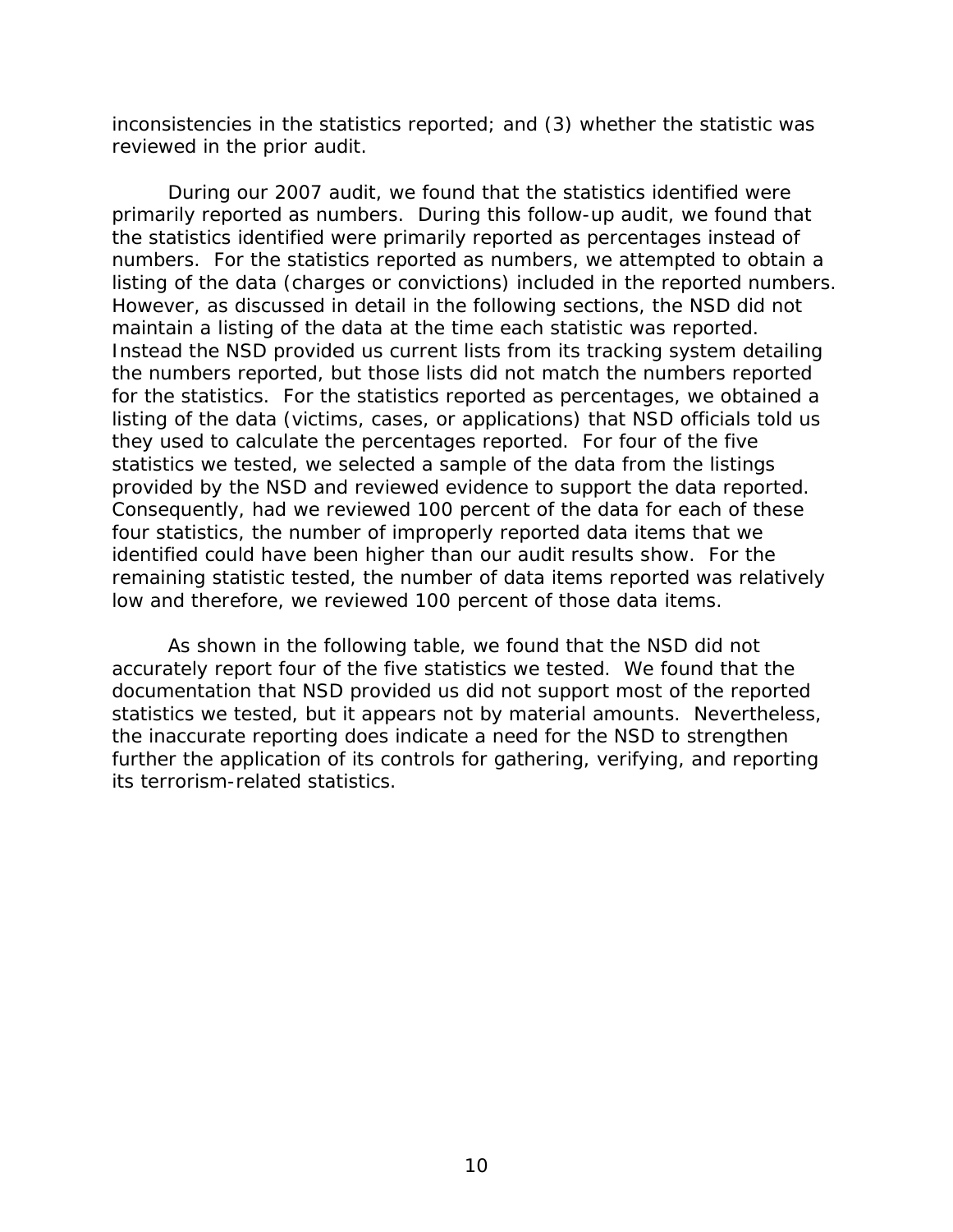inconsistencies in the statistics reported; and (3) whether the statistic was reviewed in the prior audit.

During our 2007 audit, we found that the statistics identified were primarily reported as numbers. During this follow-up audit, we found that the statistics identified were primarily reported as percentages instead of numbers. For the statistics reported as numbers, we attempted to obtain a listing of the data (charges or convictions) included in the reported numbers. However, as discussed in detail in the following sections, the NSD did not maintain a listing of the data at the time each statistic was reported. Instead the NSD provided us current lists from its tracking system detailing the numbers reported, but those lists did not match the numbers reported for the statistics. For the statistics reported as percentages, we obtained a listing of the data (victims, cases, or applications) that NSD officials told us they used to calculate the percentages reported. For four of the five statistics we tested, we selected a sample of the data from the listings provided by the NSD and reviewed evidence to support the data reported. Consequently, had we reviewed 100 percent of the data for each of these four statistics, the number of improperly reported data items that we identified could have been higher than our audit results show. For the remaining statistic tested, the number of data items reported was relatively low and therefore, we reviewed 100 percent of those data items.

As shown in the following table, we found that the NSD did not accurately report four of the five statistics we tested. We found that the documentation that NSD provided us did not support most of the reported statistics we tested, but it appears not by material amounts. Nevertheless, the inaccurate reporting does indicate a need for the NSD to strengthen further the application of its controls for gathering, verifying, and reporting its terrorism-related statistics.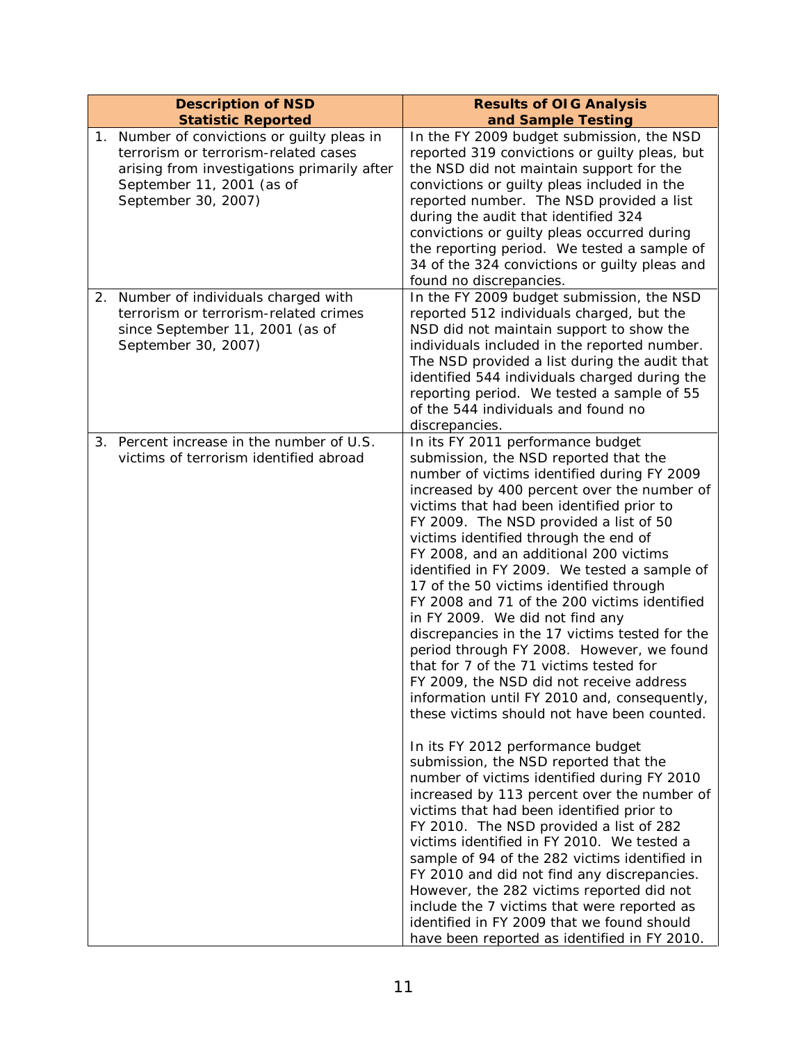| Description of NSD Statistic Reported | Results of OIG Analysis and Sample Testing |
|---|---|
| 1. Number of convictions or guilty pleas in terrorism or terrorism-related cases arising from investigations primarily after September 11, 2001 (as of September 30, 2007) | In the FY 2009 budget submission, the NSD reported 319 convictions or guilty pleas, but the NSD did not maintain support for the convictions or guilty pleas included in the reported number. The NSD provided a list during the audit that identified 324 convictions or guilty pleas occurred during the reporting period. We tested a sample of 34 of the 324 convictions or guilty pleas and found no discrepancies. |
| 2. Number of individuals charged with terrorism or terrorism-related crimes since September 11, 2001 (as of September 30, 2007) | In the FY 2009 budget submission, the NSD reported 512 individuals charged, but the NSD did not maintain support to show the individuals included in the reported number. The NSD provided a list during the audit that identified 544 individuals charged during the reporting period. We tested a sample of 55 of the 544 individuals and found no discrepancies. |
| 3. Percent increase in the number of U.S. victims of terrorism identified abroad | In its FY 2011 performance budget submission, the NSD reported that the number of victims identified during FY 2009 increased by 400 percent over the number of victims that had been identified prior to FY 2009. The NSD provided a list of 50 victims identified through the end of FY 2008, and an additional 200 victims identified in FY 2009. We tested a sample of 17 of the 50 victims identified through FY 2008 and 71 of the 200 victims identified in FY 2009. We did not find any discrepancies in the 17 victims tested for the period through FY 2008. However, we found that for 7 of the 71 victims tested for FY 2009, the NSD did not receive address information until FY 2010 and, consequently, these victims should not have been counted.<br><br>In its FY 2012 performance budget submission, the NSD reported that the number of victims identified during FY 2010 increased by 113 percent over the number of victims that had been identified prior to FY 2010. The NSD provided a list of 282 victims identified in FY 2010. We tested a sample of 94 of the 282 victims identified in FY 2010 and did not find any discrepancies. However, the 282 victims reported did not include the 7 victims that were reported as identified in FY 2009 that we found should have been reported as identified in FY 2010. |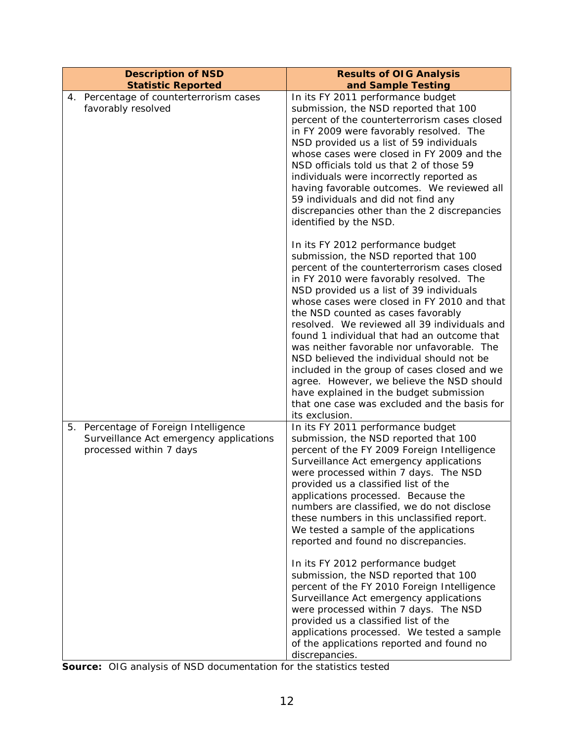| Description of NSD Statistic Reported | Results of OIG Analysis and Sample Testing |
|---|---|
| 4. Percentage of counterterrorism cases favorably resolved | In its FY 2011 performance budget submission, the NSD reported that 100 percent of the counterterrorism cases closed in FY 2009 were favorably resolved. The NSD provided us a list of 59 individuals whose cases were closed in FY 2009 and the NSD officials told us that 2 of those 59 individuals were incorrectly reported as having favorable outcomes. We reviewed all 59 individuals and did not find any discrepancies other than the 2 discrepancies identified by the NSD.<br><br>In its FY 2012 performance budget submission, the NSD reported that 100 percent of the counterterrorism cases closed in FY 2010 were favorably resolved. The NSD provided us a list of 39 individuals whose cases were closed in FY 2010 and that the NSD counted as cases favorably resolved. We reviewed all 39 individuals and found 1 individual that had an outcome that was neither favorable nor unfavorable. The NSD believed the individual should not be included in the group of cases closed and we agree. However, we believe the NSD should have explained in the budget submission that one case was excluded and the basis for its exclusion. |
| 5. Percentage of Foreign Intelligence Surveillance Act emergency applications processed within 7 days | In its FY 2011 performance budget submission, the NSD reported that 100 percent of the FY 2009 Foreign Intelligence Surveillance Act emergency applications were processed within 7 days. The NSD provided us a classified list of the applications processed. Because the numbers are classified, we do not disclose these numbers in this unclassified report. We tested a sample of the applications reported and found no discrepancies.<br><br>In its FY 2012 performance budget submission, the NSD reported that 100 percent of the FY 2010 Foreign Intelligence Surveillance Act emergency applications were processed within 7 days. The NSD provided us a classified list of the applications processed. We tested a sample of the applications reported and found no discrepancies. |

**Source:** OIG analysis of NSD documentation for the statistics tested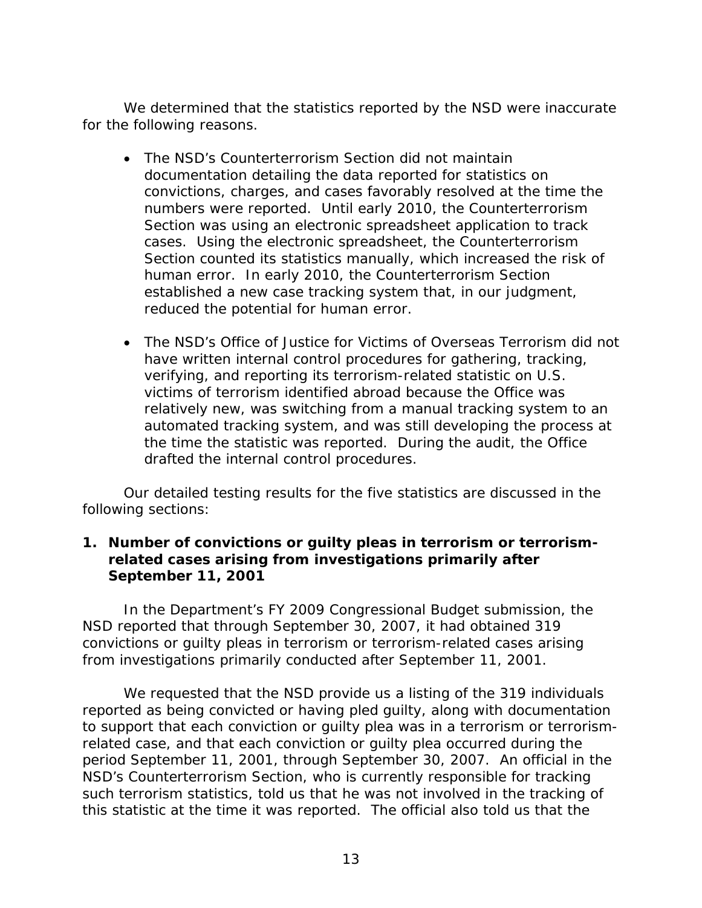We determined that the statistics reported by the NSD were inaccurate for the following reasons.

- The NSD's Counterterrorism Section did not maintain documentation detailing the data reported for statistics on convictions, charges, and cases favorably resolved at the time the numbers were reported. Until early 2010, the Counterterrorism Section was using an electronic spreadsheet application to track cases. Using the electronic spreadsheet, the Counterterrorism Section counted its statistics manually, which increased the risk of human error. In early 2010, the Counterterrorism Section established a new case tracking system that, in our judgment, reduced the potential for human error.

- The NSD's Office of Justice for Victims of Overseas Terrorism did not have written internal control procedures for gathering, tracking, verifying, and reporting its terrorism-related statistic on U.S. victims of terrorism identified abroad because the Office was relatively new, was switching from a manual tracking system to an automated tracking system, and was still developing the process at the time the statistic was reported. During the audit, the Office drafted the internal control procedures.

Our detailed testing results for the five statistics are discussed in the following sections:

### 1. Number of convictions or guilty pleas in terrorism or terrorism-related cases arising from investigations primarily after September 11, 2001

In the Department's FY 2009 Congressional Budget submission, the NSD reported that through September 30, 2007, it had obtained 319 convictions or guilty pleas in terrorism or terrorism-related cases arising from investigations primarily conducted after September 11, 2001.

We requested that the NSD provide us a listing of the 319 individuals reported as being convicted or having pled guilty, along with documentation to support that each conviction or guilty plea was in a terrorism or terrorism-related case, and that each conviction or guilty plea occurred during the period September 11, 2001, through September 30, 2007. An official in the NSD's Counterterrorism Section, who is currently responsible for tracking such terrorism statistics, told us that he was not involved in the tracking of this statistic at the time it was reported. The official also told us that the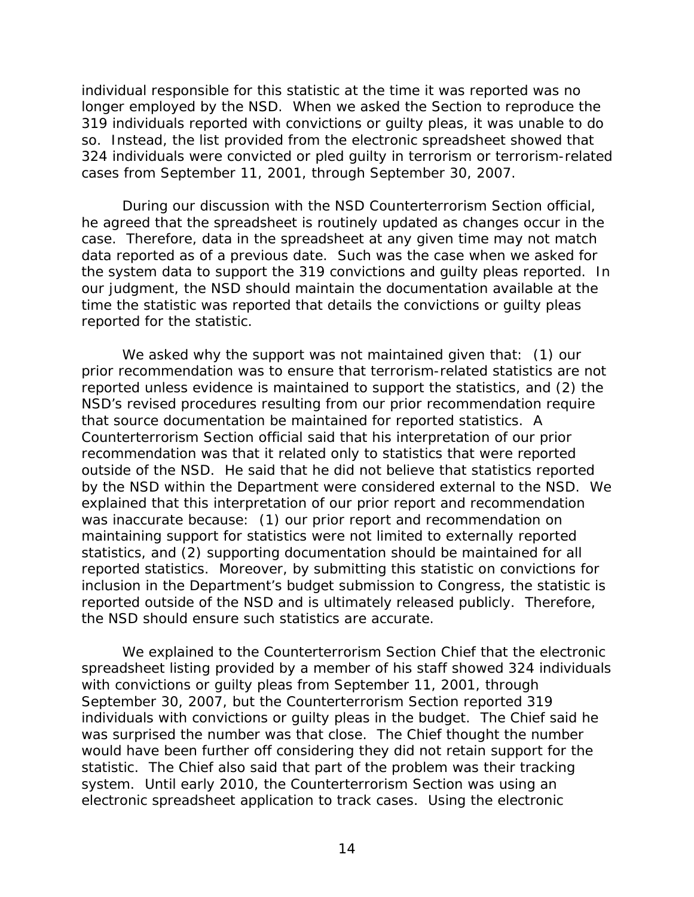individual responsible for this statistic at the time it was reported was no longer employed by the NSD. When we asked the Section to reproduce the 319 individuals reported with convictions or guilty pleas, it was unable to do so. Instead, the list provided from the electronic spreadsheet showed that 324 individuals were convicted or pled guilty in terrorism or terrorism-related cases from September 11, 2001, through September 30, 2007.

During our discussion with the NSD Counterterrorism Section official, he agreed that the spreadsheet is routinely updated as changes occur in the case. Therefore, data in the spreadsheet at any given time may not match data reported as of a previous date. Such was the case when we asked for the system data to support the 319 convictions and guilty pleas reported. In our judgment, the NSD should maintain the documentation available at the time the statistic was reported that details the convictions or guilty pleas reported for the statistic.

We asked why the support was not maintained given that: (1) our prior recommendation was to ensure that terrorism-related statistics are not reported unless evidence is maintained to support the statistics, and (2) the NSD's revised procedures resulting from our prior recommendation require that source documentation be maintained for reported statistics. A Counterterrorism Section official said that his interpretation of our prior recommendation was that it related only to statistics that were reported outside of the NSD. He said that he did not believe that statistics reported by the NSD within the Department were considered external to the NSD. We explained that this interpretation of our prior report and recommendation was inaccurate because: (1) our prior report and recommendation on maintaining support for statistics were not limited to externally reported statistics, and (2) supporting documentation should be maintained for all reported statistics. Moreover, by submitting this statistic on convictions for inclusion in the Department's budget submission to Congress, the statistic is reported outside of the NSD and is ultimately released publicly. Therefore, the NSD should ensure such statistics are accurate.

We explained to the Counterterrorism Section Chief that the electronic spreadsheet listing provided by a member of his staff showed 324 individuals with convictions or guilty pleas from September 11, 2001, through September 30, 2007, but the Counterterrorism Section reported 319 individuals with convictions or guilty pleas in the budget. The Chief said he was surprised the number was that close. The Chief thought the number would have been further off considering they did not retain support for the statistic. The Chief also said that part of the problem was their tracking system. Until early 2010, the Counterterrorism Section was using an electronic spreadsheet application to track cases. Using the electronic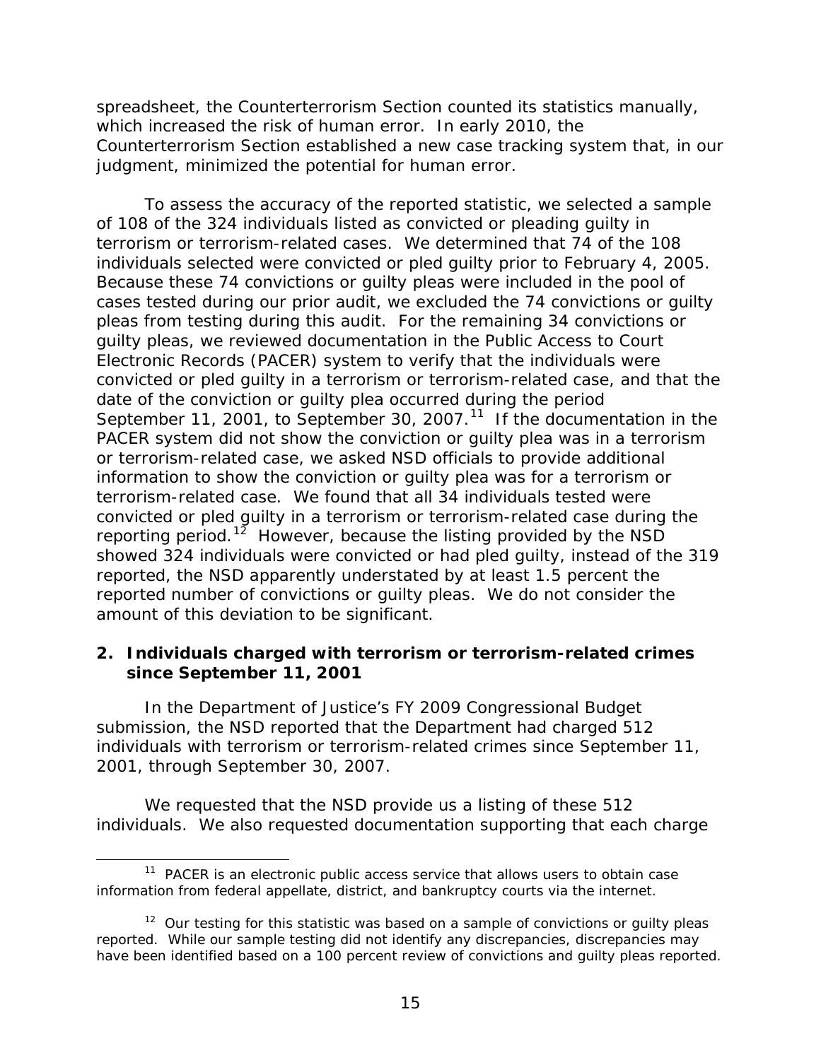spreadsheet, the Counterterrorism Section counted its statistics manually, which increased the risk of human error. In early 2010, the Counterterrorism Section established a new case tracking system that, in our judgment, minimized the potential for human error.

To assess the accuracy of the reported statistic, we selected a sample of 108 of the 324 individuals listed as convicted or pleading guilty in terrorism or terrorism-related cases. We determined that 74 of the 108 individuals selected were convicted or pled guilty prior to February 4, 2005. Because these 74 convictions or guilty pleas were included in the pool of cases tested during our prior audit, we excluded the 74 convictions or guilty pleas from testing during this audit. For the remaining 34 convictions or guilty pleas, we reviewed documentation in the Public Access to Court Electronic Records (PACER) system to verify that the individuals were convicted or pled guilty in a terrorism or terrorism-related case, and that the date of the conviction or guilty plea occurred during the period September 11, 2001, to September 30, 2007.[11] If the documentation in the PACER system did not show the conviction or guilty plea was in a terrorism or terrorism-related case, we asked NSD officials to provide additional information to show the conviction or guilty plea was for a terrorism or terrorism-related case. We found that all 34 individuals tested were convicted or pled guilty in a terrorism or terrorism-related case during the reporting period.[12] However, because the listing provided by the NSD showed 324 individuals were convicted or had pled guilty, instead of the 319 reported, the NSD apparently understated by at least 1.5 percent the reported number of convictions or guilty pleas. We do not consider the amount of this deviation to be significant.

### 2. Individuals charged with terrorism or terrorism-related crimes since September 11, 2001

In the Department of Justice's FY 2009 Congressional Budget submission, the NSD reported that the Department had charged 512 individuals with terrorism or terrorism-related crimes since September 11, 2001, through September 30, 2007.

We requested that the NSD provide us a listing of these 512 individuals. We also requested documentation supporting that each charge

---

[11] PACER is an electronic public access service that allows users to obtain case information from federal appellate, district, and bankruptcy courts via the internet.

[12] Our testing for this statistic was based on a sample of convictions or guilty pleas reported. While our sample testing did not identify any discrepancies, discrepancies may have been identified based on a 100 percent review of convictions and guilty pleas reported.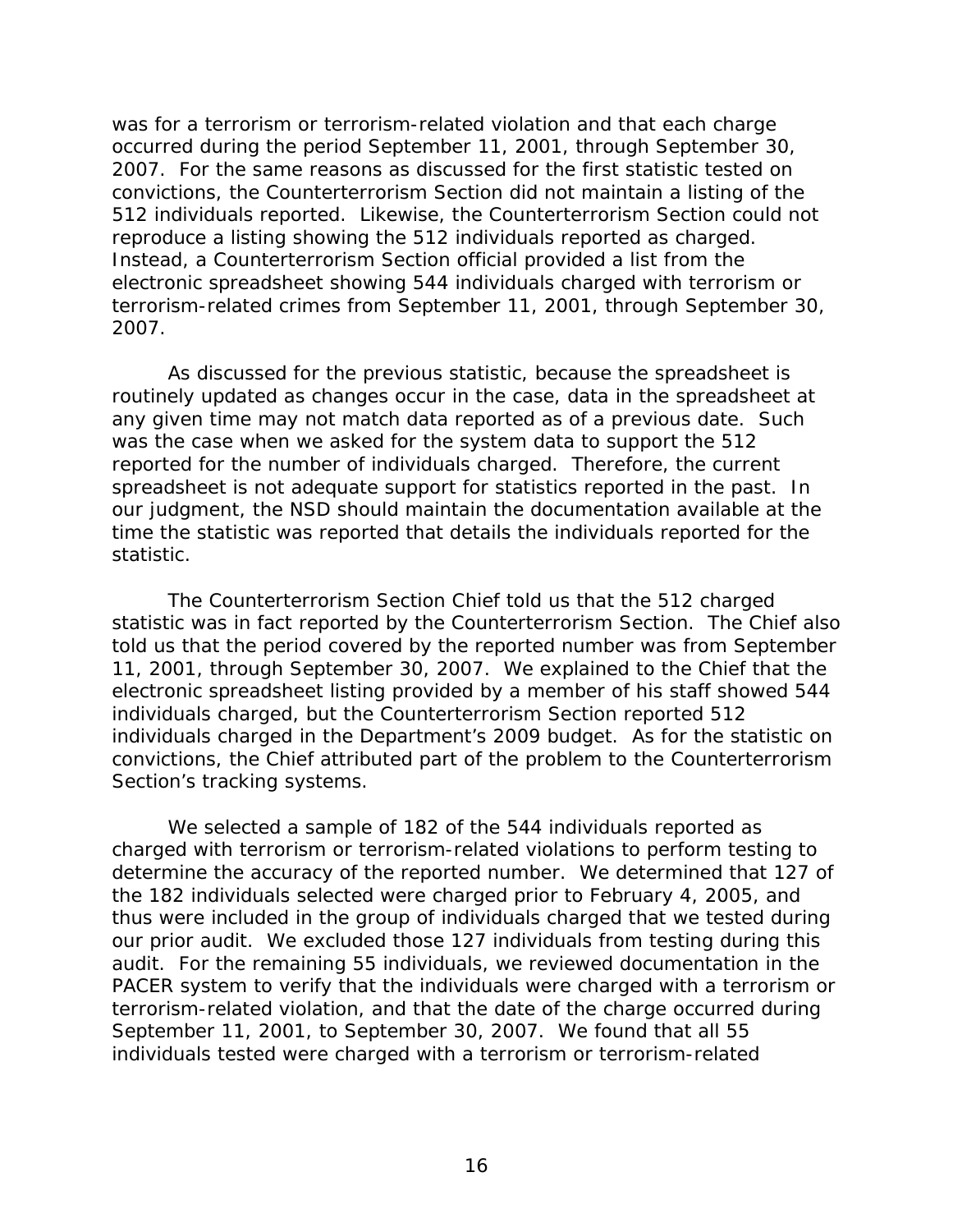was for a terrorism or terrorism-related violation and that each charge occurred during the period September 11, 2001, through September 30, 2007. For the same reasons as discussed for the first statistic tested on convictions, the Counterterrorism Section did not maintain a listing of the 512 individuals reported. Likewise, the Counterterrorism Section could not reproduce a listing showing the 512 individuals reported as charged. Instead, a Counterterrorism Section official provided a list from the electronic spreadsheet showing 544 individuals charged with terrorism or terrorism-related crimes from September 11, 2001, through September 30, 2007.

As discussed for the previous statistic, because the spreadsheet is routinely updated as changes occur in the case, data in the spreadsheet at any given time may not match data reported as of a previous date. Such was the case when we asked for the system data to support the 512 reported for the number of individuals charged. Therefore, the current spreadsheet is not adequate support for statistics reported in the past. In our judgment, the NSD should maintain the documentation available at the time the statistic was reported that details the individuals reported for the statistic.

The Counterterrorism Section Chief told us that the 512 charged statistic was in fact reported by the Counterterrorism Section. The Chief also told us that the period covered by the reported number was from September 11, 2001, through September 30, 2007. We explained to the Chief that the electronic spreadsheet listing provided by a member of his staff showed 544 individuals charged, but the Counterterrorism Section reported 512 individuals charged in the Department's 2009 budget. As for the statistic on convictions, the Chief attributed part of the problem to the Counterterrorism Section's tracking systems.

We selected a sample of 182 of the 544 individuals reported as charged with terrorism or terrorism-related violations to perform testing to determine the accuracy of the reported number. We determined that 127 of the 182 individuals selected were charged prior to February 4, 2005, and thus were included in the group of individuals charged that we tested during our prior audit. We excluded those 127 individuals from testing during this audit. For the remaining 55 individuals, we reviewed documentation in the PACER system to verify that the individuals were charged with a terrorism or terrorism-related violation, and that the date of the charge occurred during September 11, 2001, to September 30, 2007. We found that all 55 individuals tested were charged with a terrorism or terrorism-related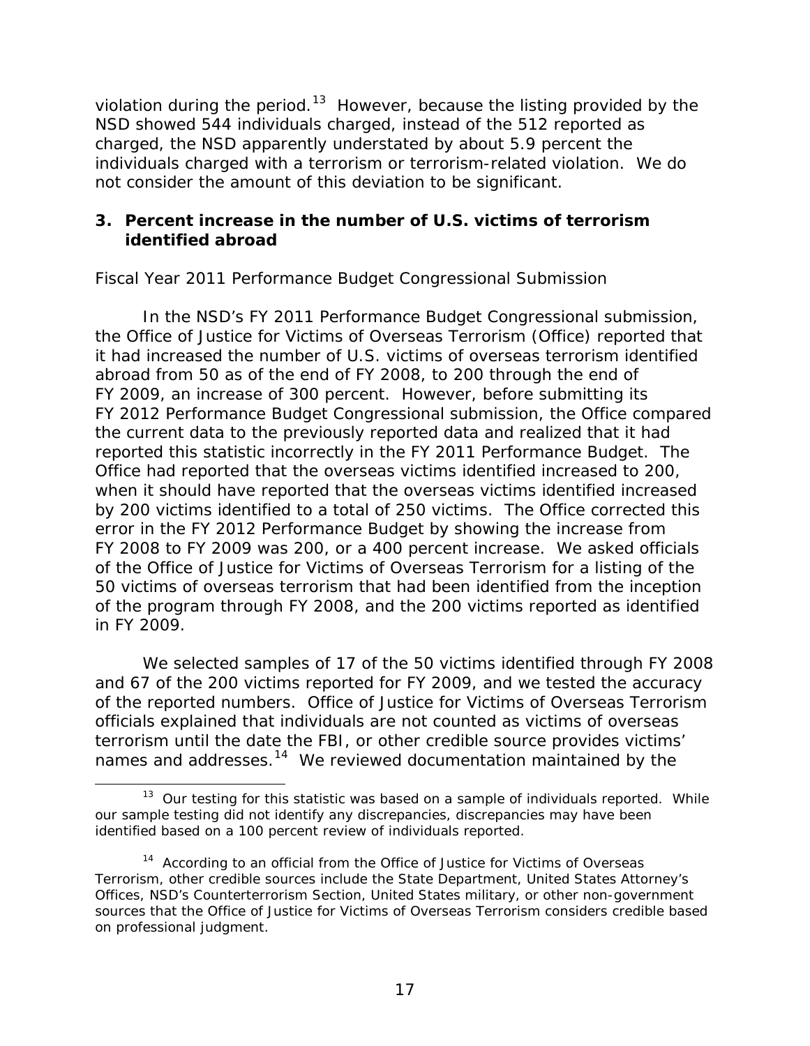violation during the period.[13] However, because the listing provided by the NSD showed 544 individuals charged, instead of the 512 reported as charged, the NSD apparently understated by about 5.9 percent the individuals charged with a terrorism or terrorism-related violation. We do not consider the amount of this deviation to be significant.

### 3. Percent increase in the number of U.S. victims of terrorism identified abroad

*Fiscal Year 2011 Performance Budget Congressional Submission*

In the NSD's FY 2011 Performance Budget Congressional submission, the Office of Justice for Victims of Overseas Terrorism (Office) reported that it had increased the number of U.S. victims of overseas terrorism identified abroad from 50 as of the end of FY 2008, to 200 through the end of FY 2009, an increase of 300 percent. However, before submitting its FY 2012 Performance Budget Congressional submission, the Office compared the current data to the previously reported data and realized that it had reported this statistic incorrectly in the FY 2011 Performance Budget. The Office had reported that the overseas victims identified increased to 200, when it should have reported that the overseas victims identified increased by 200 victims identified to a total of 250 victims. The Office corrected this error in the FY 2012 Performance Budget by showing the increase from FY 2008 to FY 2009 was 200, or a 400 percent increase. We asked officials of the Office of Justice for Victims of Overseas Terrorism for a listing of the 50 victims of overseas terrorism that had been identified from the inception of the program through FY 2008, and the 200 victims reported as identified in FY 2009.

We selected samples of 17 of the 50 victims identified through FY 2008 and 67 of the 200 victims reported for FY 2009, and we tested the accuracy of the reported numbers. Office of Justice for Victims of Overseas Terrorism officials explained that individuals are not counted as victims of overseas terrorism until the date the FBI, or other credible source provides victims' names and addresses.[14] We reviewed documentation maintained by the

---

[13] Our testing for this statistic was based on a sample of individuals reported. While our sample testing did not identify any discrepancies, discrepancies may have been identified based on a 100 percent review of individuals reported.

[14] According to an official from the Office of Justice for Victims of Overseas Terrorism, other credible sources include the State Department, United States Attorney's Offices, NSD's Counterterrorism Section, United States military, or other non-government sources that the Office of Justice for Victims of Overseas Terrorism considers credible based on professional judgment.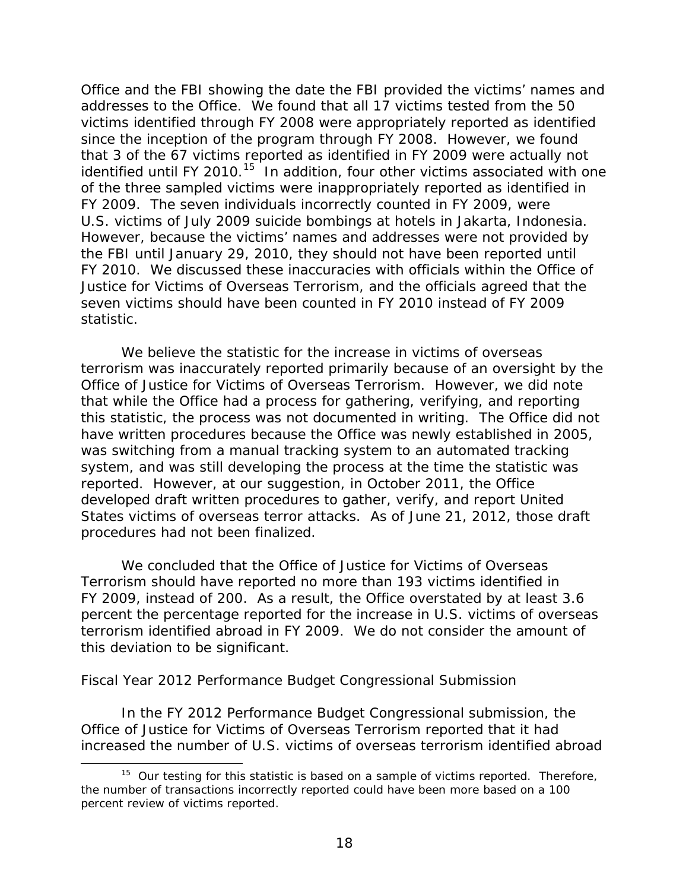Office and the FBI showing the date the FBI provided the victims' names and addresses to the Office. We found that all 17 victims tested from the 50 victims identified through FY 2008 were appropriately reported as identified since the inception of the program through FY 2008. However, we found that 3 of the 67 victims reported as identified in FY 2009 were actually not identified until FY 2010.[15] In addition, four other victims associated with one of the three sampled victims were inappropriately reported as identified in FY 2009. The seven individuals incorrectly counted in FY 2009, were U.S. victims of July 2009 suicide bombings at hotels in Jakarta, Indonesia. However, because the victims' names and addresses were not provided by the FBI until January 29, 2010, they should not have been reported until FY 2010. We discussed these inaccuracies with officials within the Office of Justice for Victims of Overseas Terrorism, and the officials agreed that the seven victims should have been counted in FY 2010 instead of FY 2009 statistic.

We believe the statistic for the increase in victims of overseas terrorism was inaccurately reported primarily because of an oversight by the Office of Justice for Victims of Overseas Terrorism. However, we did note that while the Office had a process for gathering, verifying, and reporting this statistic, the process was not documented in writing. The Office did not have written procedures because the Office was newly established in 2005, was switching from a manual tracking system to an automated tracking system, and was still developing the process at the time the statistic was reported. However, at our suggestion, in October 2011, the Office developed draft written procedures to gather, verify, and report United States victims of overseas terror attacks. As of June 21, 2012, those draft procedures had not been finalized.

We concluded that the Office of Justice for Victims of Overseas Terrorism should have reported no more than 193 victims identified in FY 2009, instead of 200. As a result, the Office overstated by at least 3.6 percent the percentage reported for the increase in U.S. victims of overseas terrorism identified abroad in FY 2009. We do not consider the amount of this deviation to be significant.

*Fiscal Year 2012 Performance Budget Congressional Submission*

In the FY 2012 Performance Budget Congressional submission, the Office of Justice for Victims of Overseas Terrorism reported that it had increased the number of U.S. victims of overseas terrorism identified abroad

[15] Our testing for this statistic is based on a sample of victims reported. Therefore, the number of transactions incorrectly reported could have been more based on a 100 percent review of victims reported.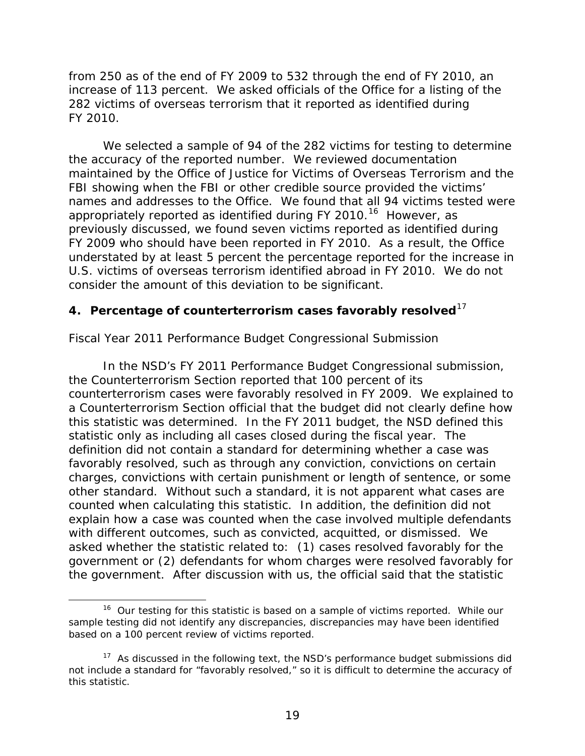from 250 as of the end of FY 2009 to 532 through the end of FY 2010, an increase of 113 percent. We asked officials of the Office for a listing of the 282 victims of overseas terrorism that it reported as identified during FY 2010.

We selected a sample of 94 of the 282 victims for testing to determine the accuracy of the reported number. We reviewed documentation maintained by the Office of Justice for Victims of Overseas Terrorism and the FBI showing when the FBI or other credible source provided the victims' names and addresses to the Office. We found that all 94 victims tested were appropriately reported as identified during FY 2010.[16] However, as previously discussed, we found seven victims reported as identified during FY 2009 who should have been reported in FY 2010. As a result, the Office understated by at least 5 percent the percentage reported for the increase in U.S. victims of overseas terrorism identified abroad in FY 2010. We do not consider the amount of this deviation to be significant.

### 4. Percentage of counterterrorism cases favorably resolved[17]

*Fiscal Year 2011 Performance Budget Congressional Submission*

In the NSD's FY 2011 Performance Budget Congressional submission, the Counterterrorism Section reported that 100 percent of its counterterrorism cases were favorably resolved in FY 2009. We explained to a Counterterrorism Section official that the budget did not clearly define how this statistic was determined. In the FY 2011 budget, the NSD defined this statistic only as including all cases closed during the fiscal year. The definition did not contain a standard for determining whether a case was favorably resolved, such as through any conviction, convictions on certain charges, convictions with certain punishment or length of sentence, or some other standard. Without such a standard, it is not apparent what cases are counted when calculating this statistic. In addition, the definition did not explain how a case was counted when the case involved multiple defendants with different outcomes, such as convicted, acquitted, or dismissed. We asked whether the statistic related to: (1) cases resolved favorably for the government or (2) defendants for whom charges were resolved favorably for the government. After discussion with us, the official said that the statistic

[16] Our testing for this statistic is based on a sample of victims reported. While our sample testing did not identify any discrepancies, discrepancies may have been identified based on a 100 percent review of victims reported.

[17] As discussed in the following text, the NSD's performance budget submissions did not include a standard for "favorably resolved," so it is difficult to determine the accuracy of this statistic.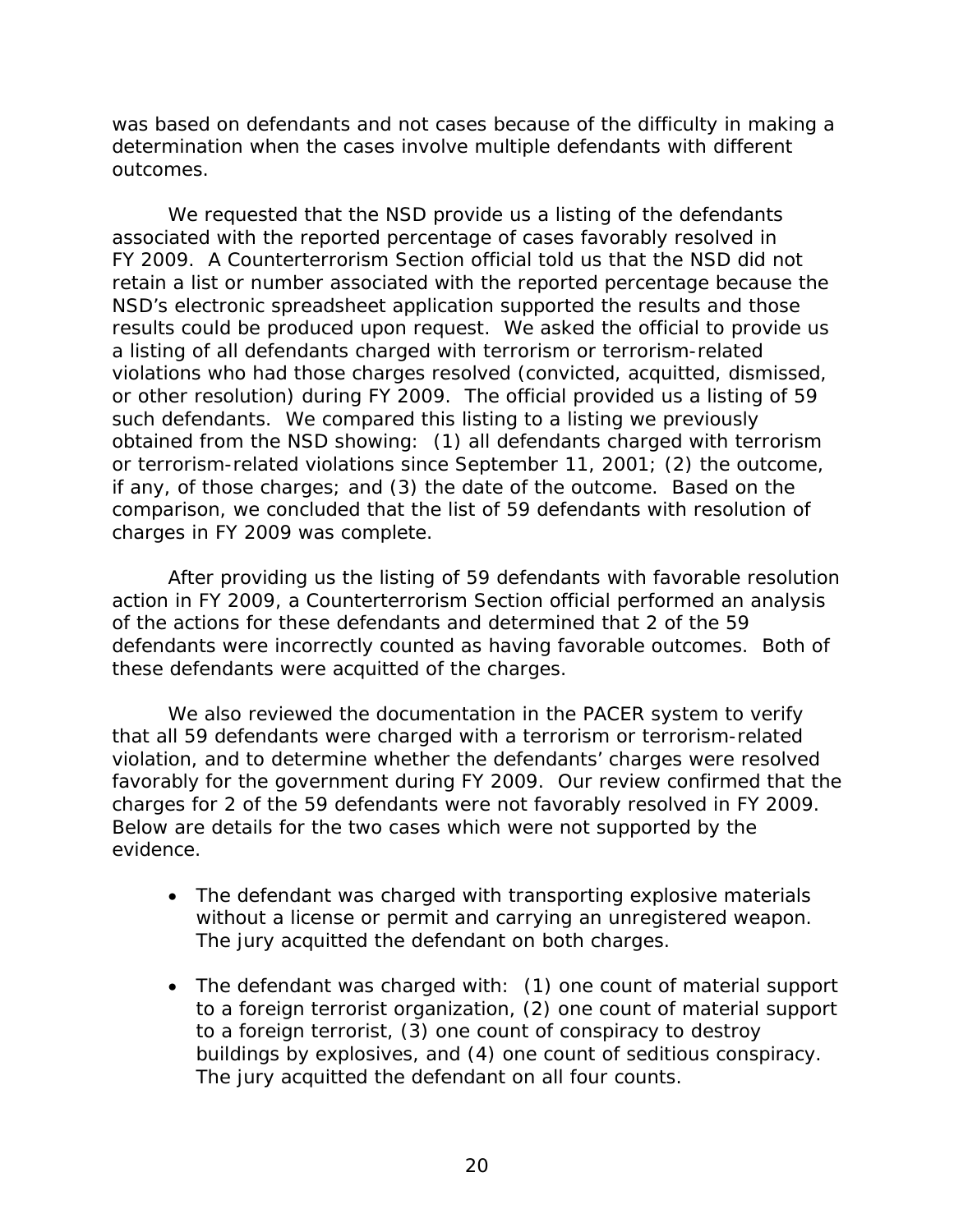was based on defendants and not cases because of the difficulty in making a determination when the cases involve multiple defendants with different outcomes.

We requested that the NSD provide us a listing of the defendants associated with the reported percentage of cases favorably resolved in FY 2009. A Counterterrorism Section official told us that the NSD did not retain a list or number associated with the reported percentage because the NSD's electronic spreadsheet application supported the results and those results could be produced upon request. We asked the official to provide us a listing of all defendants charged with terrorism or terrorism-related violations who had those charges resolved (convicted, acquitted, dismissed, or other resolution) during FY 2009. The official provided us a listing of 59 such defendants. We compared this listing to a listing we previously obtained from the NSD showing: (1) all defendants charged with terrorism or terrorism-related violations since September 11, 2001; (2) the outcome, if any, of those charges; and (3) the date of the outcome. Based on the comparison, we concluded that the list of 59 defendants with resolution of charges in FY 2009 was complete.

After providing us the listing of 59 defendants with favorable resolution action in FY 2009, a Counterterrorism Section official performed an analysis of the actions for these defendants and determined that 2 of the 59 defendants were incorrectly counted as having favorable outcomes. Both of these defendants were acquitted of the charges.

We also reviewed the documentation in the PACER system to verify that all 59 defendants were charged with a terrorism or terrorism-related violation, and to determine whether the defendants' charges were resolved favorably for the government during FY 2009. Our review confirmed that the charges for 2 of the 59 defendants were not favorably resolved in FY 2009. Below are details for the two cases which were not supported by the evidence.

- The defendant was charged with transporting explosive materials without a license or permit and carrying an unregistered weapon. The jury acquitted the defendant on both charges.

- The defendant was charged with: (1) one count of material support to a foreign terrorist organization, (2) one count of material support to a foreign terrorist, (3) one count of conspiracy to destroy buildings by explosives, and (4) one count of seditious conspiracy. The jury acquitted the defendant on all four counts.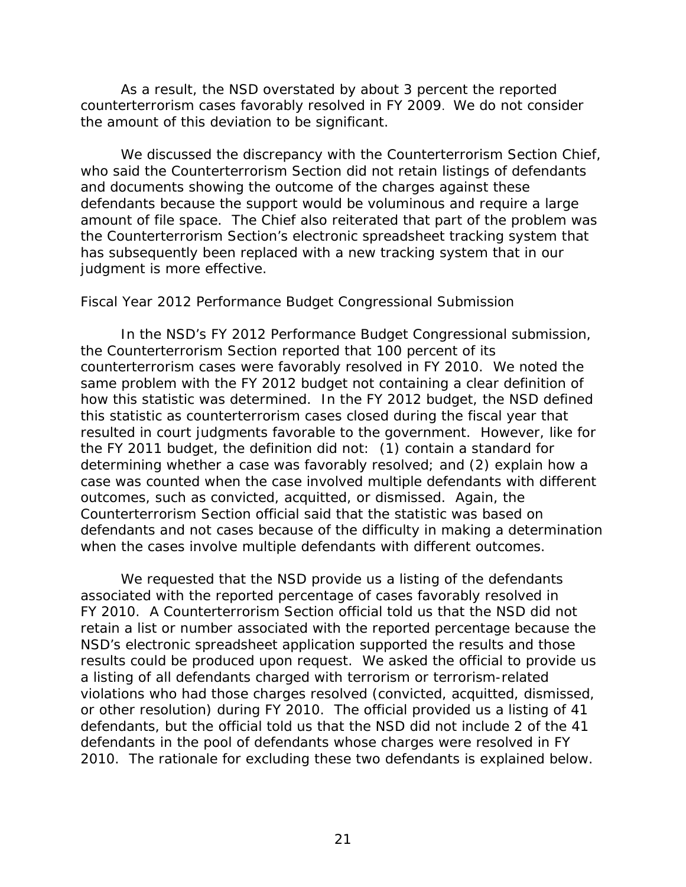As a result, the NSD overstated by about 3 percent the reported counterterrorism cases favorably resolved in FY 2009. We do not consider the amount of this deviation to be significant.

We discussed the discrepancy with the Counterterrorism Section Chief, who said the Counterterrorism Section did not retain listings of defendants and documents showing the outcome of the charges against these defendants because the support would be voluminous and require a large amount of file space. The Chief also reiterated that part of the problem was the Counterterrorism Section's electronic spreadsheet tracking system that has subsequently been replaced with a new tracking system that in our judgment is more effective.

*Fiscal Year 2012 Performance Budget Congressional Submission*

In the NSD's FY 2012 Performance Budget Congressional submission, the Counterterrorism Section reported that 100 percent of its counterterrorism cases were favorably resolved in FY 2010. We noted the same problem with the FY 2012 budget not containing a clear definition of how this statistic was determined. In the FY 2012 budget, the NSD defined this statistic as counterterrorism cases closed during the fiscal year that resulted in court judgments favorable to the government. However, like for the FY 2011 budget, the definition did not: (1) contain a standard for determining whether a case was favorably resolved; and (2) explain how a case was counted when the case involved multiple defendants with different outcomes, such as convicted, acquitted, or dismissed. Again, the Counterterrorism Section official said that the statistic was based on defendants and not cases because of the difficulty in making a determination when the cases involve multiple defendants with different outcomes.

We requested that the NSD provide us a listing of the defendants associated with the reported percentage of cases favorably resolved in FY 2010. A Counterterrorism Section official told us that the NSD did not retain a list or number associated with the reported percentage because the NSD's electronic spreadsheet application supported the results and those results could be produced upon request. We asked the official to provide us a listing of all defendants charged with terrorism or terrorism-related violations who had those charges resolved (convicted, acquitted, dismissed, or other resolution) during FY 2010. The official provided us a listing of 41 defendants, but the official told us that the NSD did not include 2 of the 41 defendants in the pool of defendants whose charges were resolved in FY 2010. The rationale for excluding these two defendants is explained below.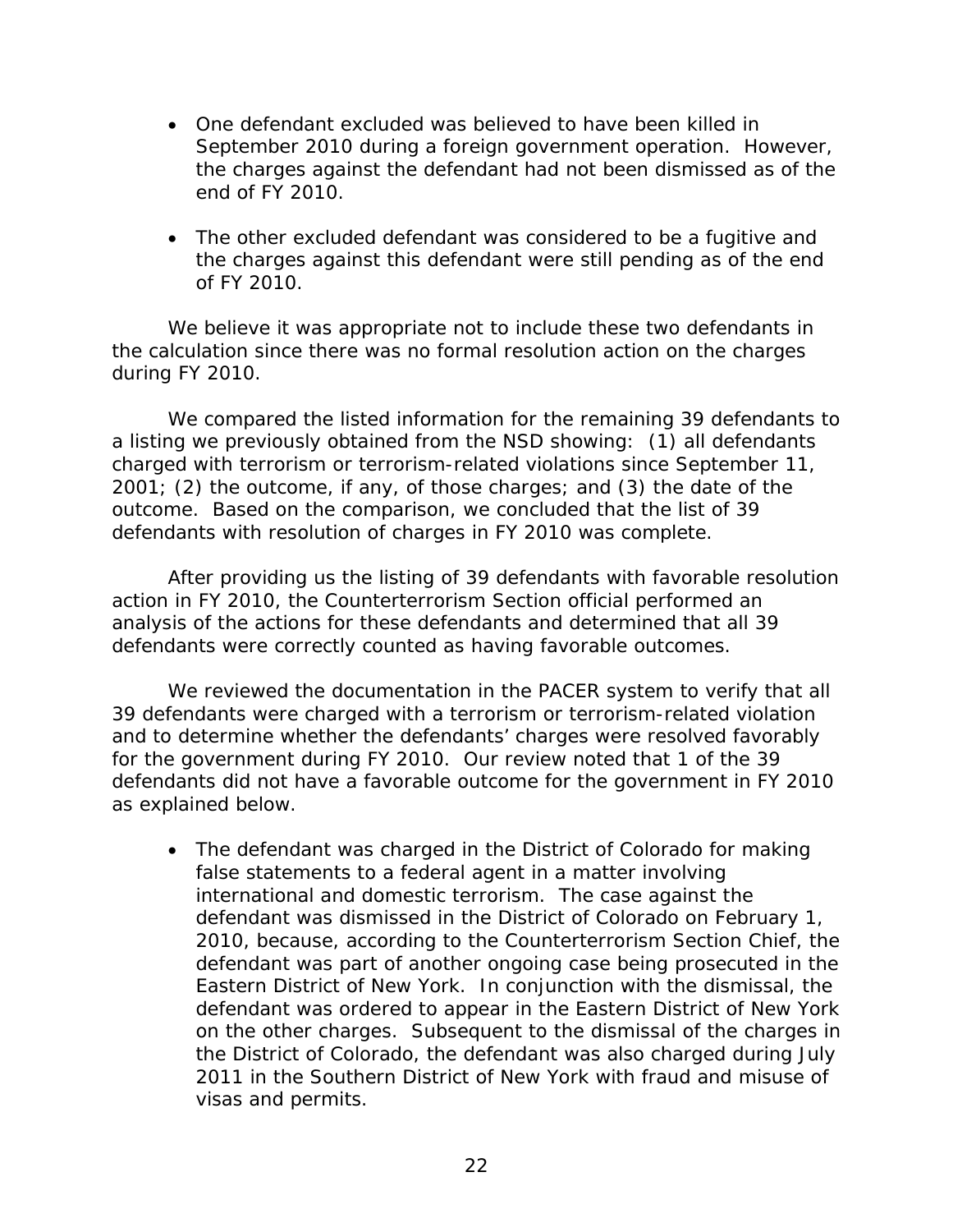- One defendant excluded was believed to have been killed in September 2010 during a foreign government operation. However, the charges against the defendant had not been dismissed as of the end of FY 2010.

- The other excluded defendant was considered to be a fugitive and the charges against this defendant were still pending as of the end of FY 2010.

We believe it was appropriate not to include these two defendants in the calculation since there was no formal resolution action on the charges during FY 2010.

We compared the listed information for the remaining 39 defendants to a listing we previously obtained from the NSD showing: (1) all defendants charged with terrorism or terrorism-related violations since September 11, 2001; (2) the outcome, if any, of those charges; and (3) the date of the outcome. Based on the comparison, we concluded that the list of 39 defendants with resolution of charges in FY 2010 was complete.

After providing us the listing of 39 defendants with favorable resolution action in FY 2010, the Counterterrorism Section official performed an analysis of the actions for these defendants and determined that all 39 defendants were correctly counted as having favorable outcomes.

We reviewed the documentation in the PACER system to verify that all 39 defendants were charged with a terrorism or terrorism-related violation and to determine whether the defendants' charges were resolved favorably for the government during FY 2010. Our review noted that 1 of the 39 defendants did not have a favorable outcome for the government in FY 2010 as explained below.

- The defendant was charged in the District of Colorado for making false statements to a federal agent in a matter involving international and domestic terrorism. The case against the defendant was dismissed in the District of Colorado on February 1, 2010, because, according to the Counterterrorism Section Chief, the defendant was part of another ongoing case being prosecuted in the Eastern District of New York. In conjunction with the dismissal, the defendant was ordered to appear in the Eastern District of New York on the other charges. Subsequent to the dismissal of the charges in the District of Colorado, the defendant was also charged during July 2011 in the Southern District of New York with fraud and misuse of visas and permits.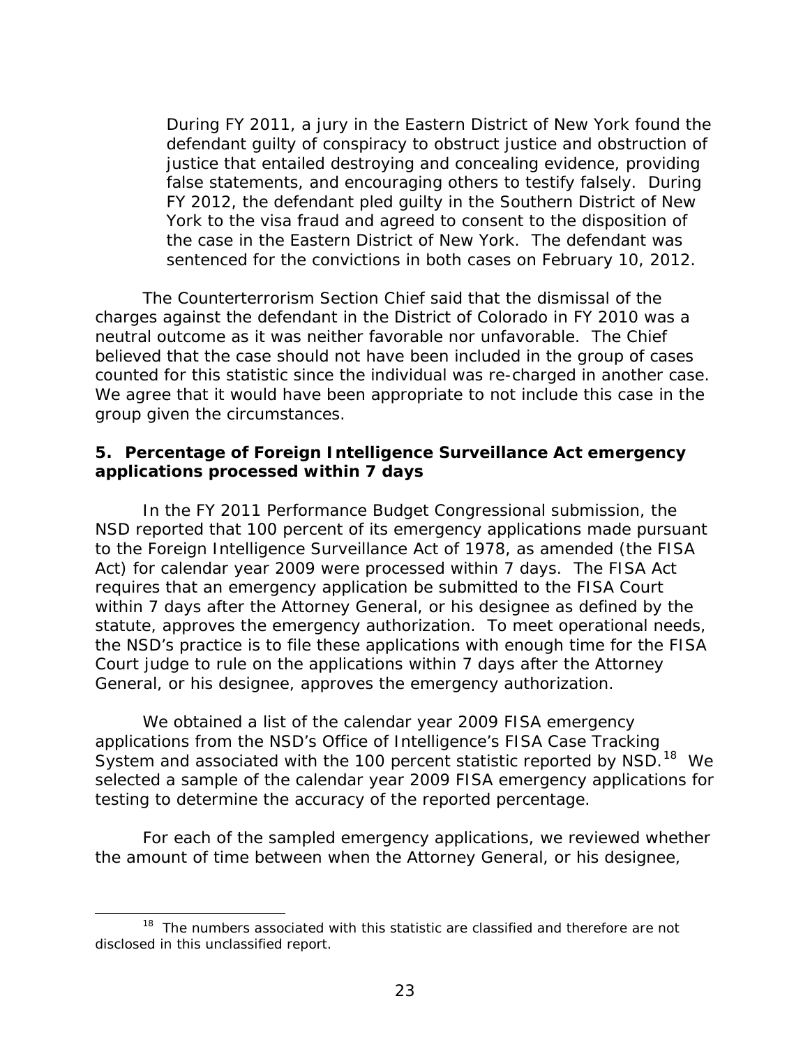> During FY 2011, a jury in the Eastern District of New York found the defendant guilty of conspiracy to obstruct justice and obstruction of justice that entailed destroying and concealing evidence, providing false statements, and encouraging others to testify falsely. During FY 2012, the defendant pled guilty in the Southern District of New York to the visa fraud and agreed to consent to the disposition of the case in the Eastern District of New York. The defendant was sentenced for the convictions in both cases on February 10, 2012.

The Counterterrorism Section Chief said that the dismissal of the charges against the defendant in the District of Colorado in FY 2010 was a neutral outcome as it was neither favorable nor unfavorable. The Chief believed that the case should not have been included in the group of cases counted for this statistic since the individual was re-charged in another case. We agree that it would have been appropriate to not include this case in the group given the circumstances.

**5. Percentage of Foreign Intelligence Surveillance Act emergency applications processed within 7 days**

In the FY 2011 Performance Budget Congressional submission, the NSD reported that 100 percent of its emergency applications made pursuant to the Foreign Intelligence Surveillance Act of 1978, as amended (the FISA Act) for calendar year 2009 were processed within 7 days. The FISA Act requires that an emergency application be submitted to the FISA Court within 7 days after the Attorney General, or his designee as defined by the statute, approves the emergency authorization. To meet operational needs, the NSD's practice is to file these applications with enough time for the FISA Court judge to rule on the applications within 7 days after the Attorney General, or his designee, approves the emergency authorization.

We obtained a list of the calendar year 2009 FISA emergency applications from the NSD's Office of Intelligence's FISA Case Tracking System and associated with the 100 percent statistic reported by NSD.[18] We selected a sample of the calendar year 2009 FISA emergency applications for testing to determine the accuracy of the reported percentage.

For each of the sampled emergency applications, we reviewed whether the amount of time between when the Attorney General, or his designee,

[18] The numbers associated with this statistic are classified and therefore are not disclosed in this unclassified report.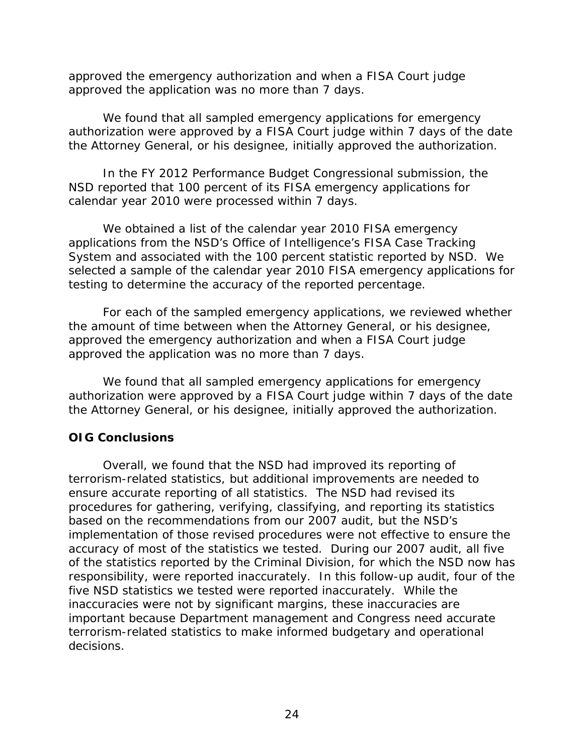approved the emergency authorization and when a FISA Court judge approved the application was no more than 7 days.

We found that all sampled emergency applications for emergency authorization were approved by a FISA Court judge within 7 days of the date the Attorney General, or his designee, initially approved the authorization.

In the FY 2012 Performance Budget Congressional submission, the NSD reported that 100 percent of its FISA emergency applications for calendar year 2010 were processed within 7 days.

We obtained a list of the calendar year 2010 FISA emergency applications from the NSD's Office of Intelligence's FISA Case Tracking System and associated with the 100 percent statistic reported by NSD. We selected a sample of the calendar year 2010 FISA emergency applications for testing to determine the accuracy of the reported percentage.

For each of the sampled emergency applications, we reviewed whether the amount of time between when the Attorney General, or his designee, approved the emergency authorization and when a FISA Court judge approved the application was no more than 7 days.

We found that all sampled emergency applications for emergency authorization were approved by a FISA Court judge within 7 days of the date the Attorney General, or his designee, initially approved the authorization.

## OIG Conclusions

Overall, we found that the NSD had improved its reporting of terrorism-related statistics, but additional improvements are needed to ensure accurate reporting of all statistics. The NSD had revised its procedures for gathering, verifying, classifying, and reporting its statistics based on the recommendations from our 2007 audit, but the NSD's implementation of those revised procedures were not effective to ensure the accuracy of most of the statistics we tested. During our 2007 audit, all five of the statistics reported by the Criminal Division, for which the NSD now has responsibility, were reported inaccurately. In this follow-up audit, four of the five NSD statistics we tested were reported inaccurately. While the inaccuracies were not by significant margins, these inaccuracies are important because Department management and Congress need accurate terrorism-related statistics to make informed budgetary and operational decisions.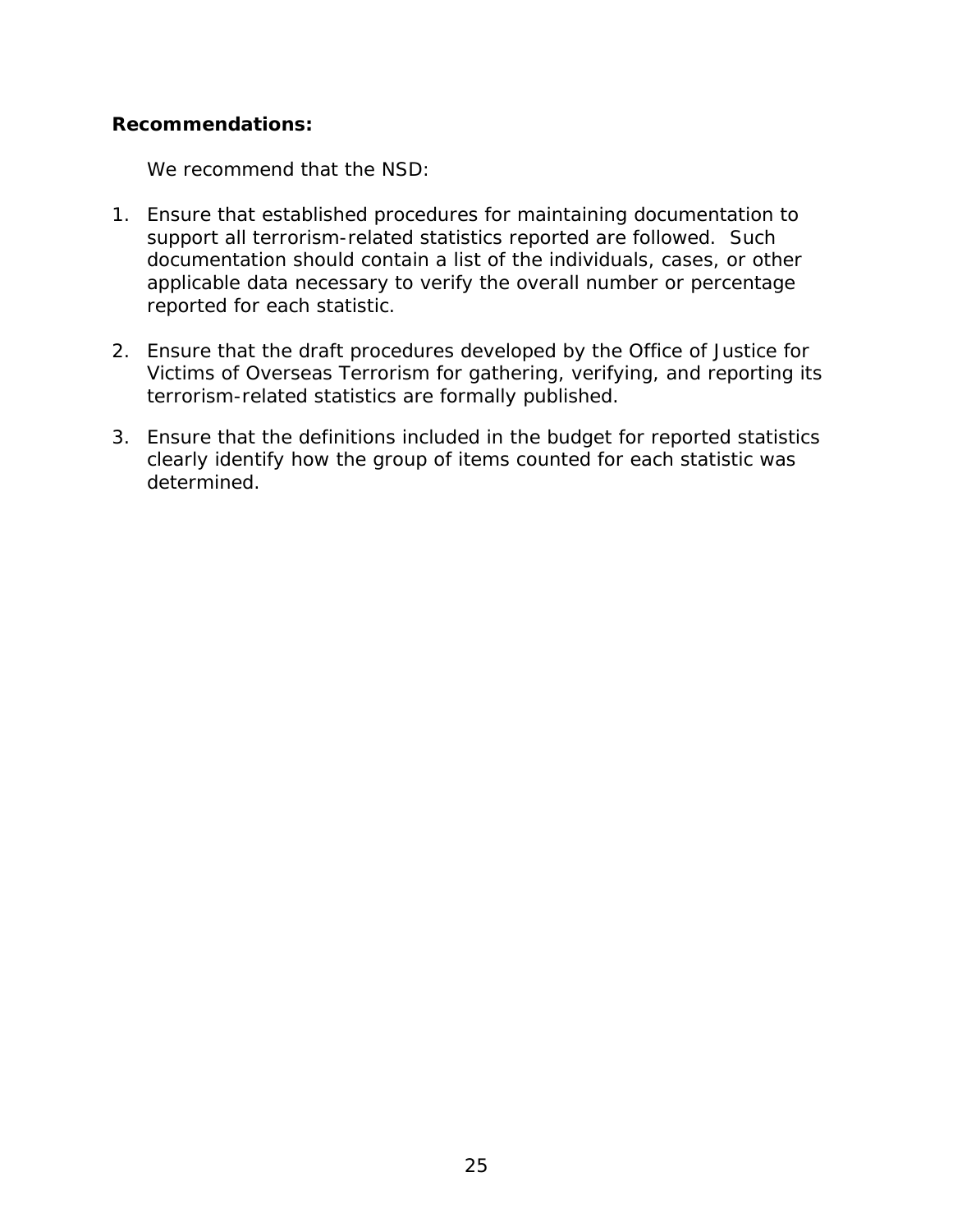**Recommendations:**

We recommend that the NSD:

1. Ensure that established procedures for maintaining documentation to support all terrorism-related statistics reported are followed. Such documentation should contain a list of the individuals, cases, or other applicable data necessary to verify the overall number or percentage reported for each statistic.

2. Ensure that the draft procedures developed by the Office of Justice for Victims of Overseas Terrorism for gathering, verifying, and reporting its terrorism-related statistics are formally published.

3. Ensure that the definitions included in the budget for reported statistics clearly identify how the group of items counted for each statistic was determined.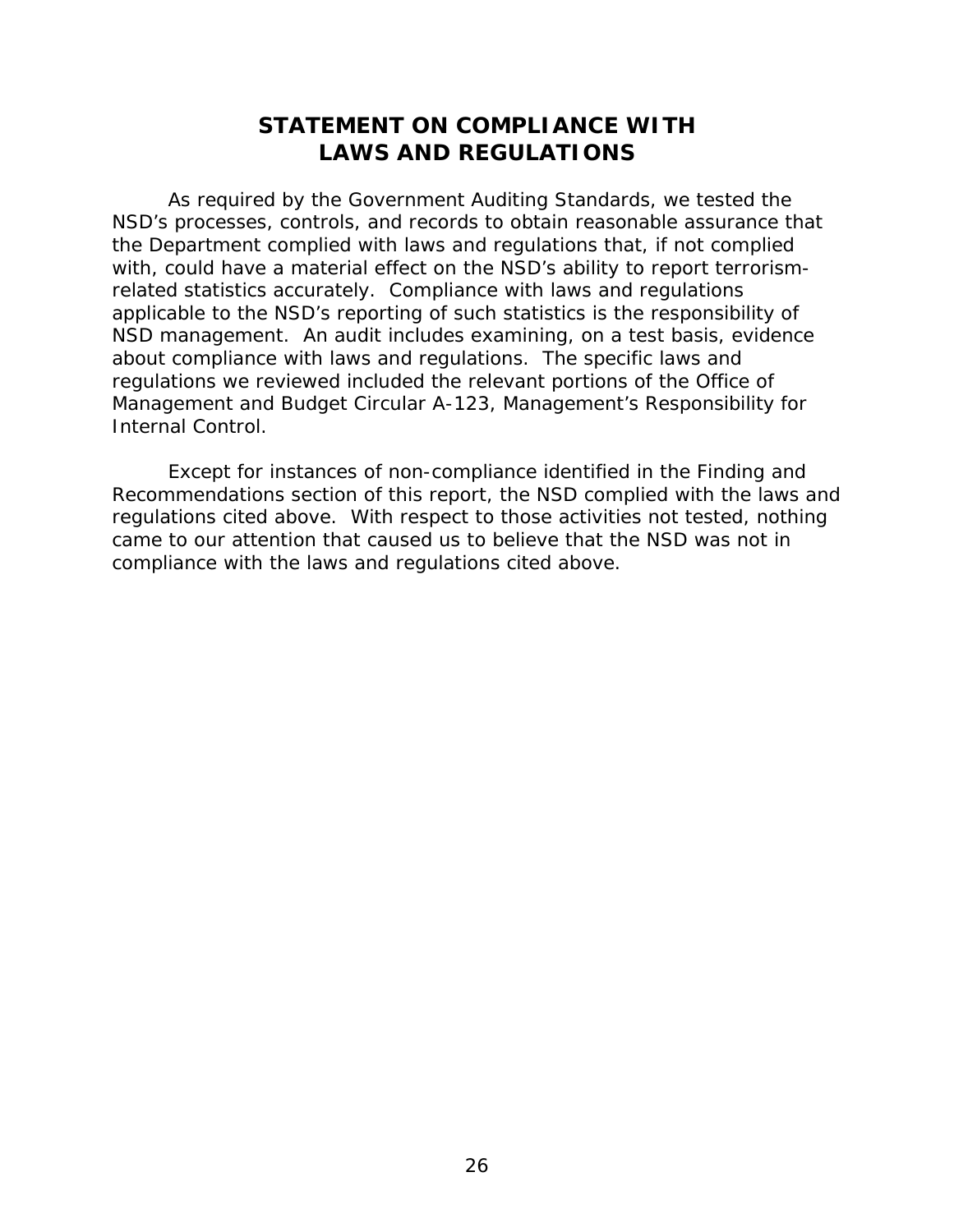# STATEMENT ON COMPLIANCE WITH LAWS AND REGULATIONS

As required by the Government Auditing Standards, we tested the NSD's processes, controls, and records to obtain reasonable assurance that the Department complied with laws and regulations that, if not complied with, could have a material effect on the NSD's ability to report terrorism-related statistics accurately. Compliance with laws and regulations applicable to the NSD's reporting of such statistics is the responsibility of NSD management. An audit includes examining, on a test basis, evidence about compliance with laws and regulations. The specific laws and regulations we reviewed included the relevant portions of the Office of Management and Budget Circular A-123, Management's Responsibility for Internal Control.

Except for instances of non-compliance identified in the Finding and Recommendations section of this report, the NSD complied with the laws and regulations cited above. With respect to those activities not tested, nothing came to our attention that caused us to believe that the NSD was not in compliance with the laws and regulations cited above.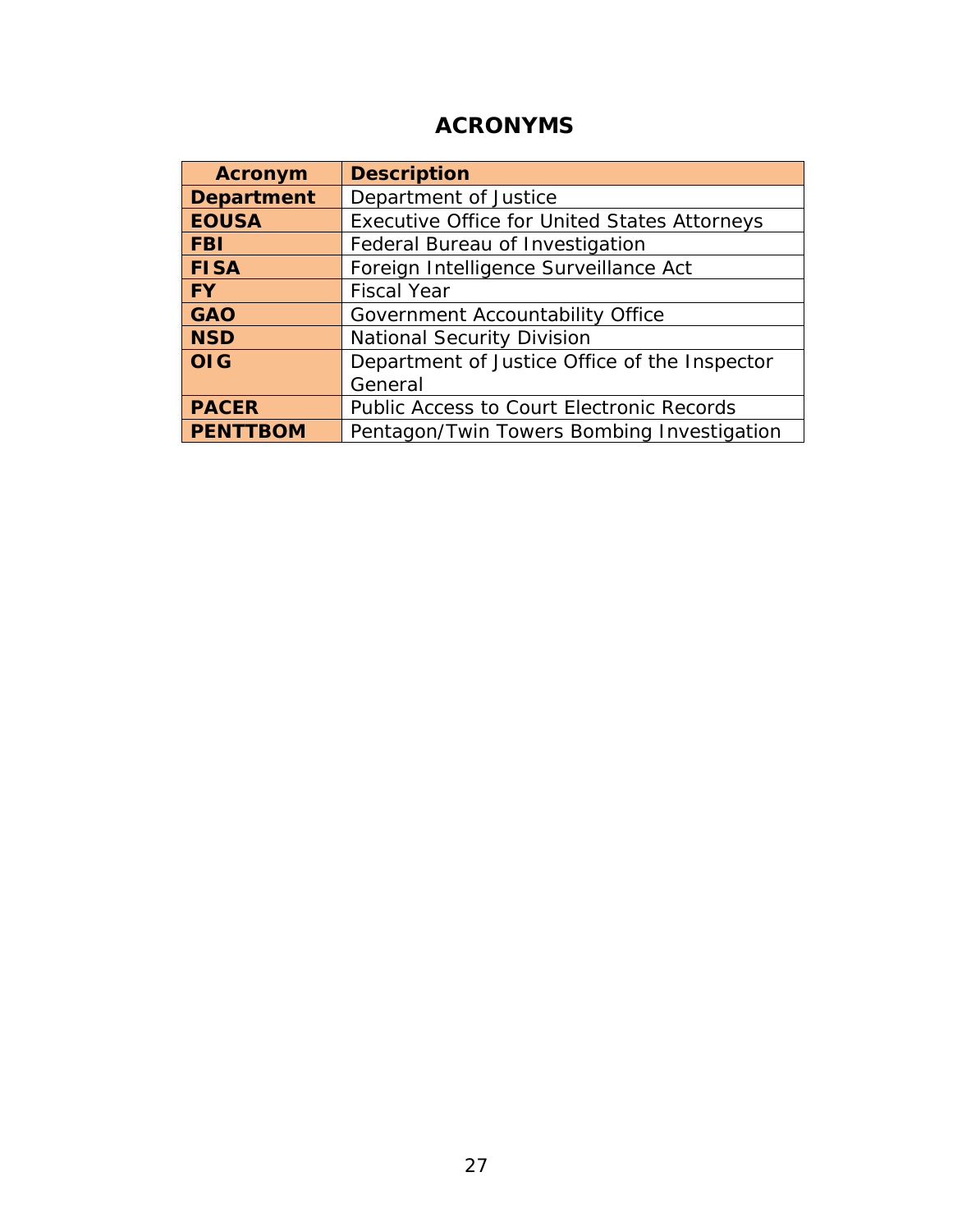# ACRONYMS

| Acronym | Description |
| --- | --- |
| **Department** | Department of Justice |
| **EOUSA** | Executive Office for United States Attorneys |
| **FBI** | Federal Bureau of Investigation |
| **FISA** | Foreign Intelligence Surveillance Act |
| **FY** | Fiscal Year |
| **GAO** | Government Accountability Office |
| **NSD** | National Security Division |
| **OIG** | Department of Justice Office of the Inspector General |
| **PACER** | Public Access to Court Electronic Records |
| **PENTTBOM** | Pentagon/Twin Towers Bombing Investigation |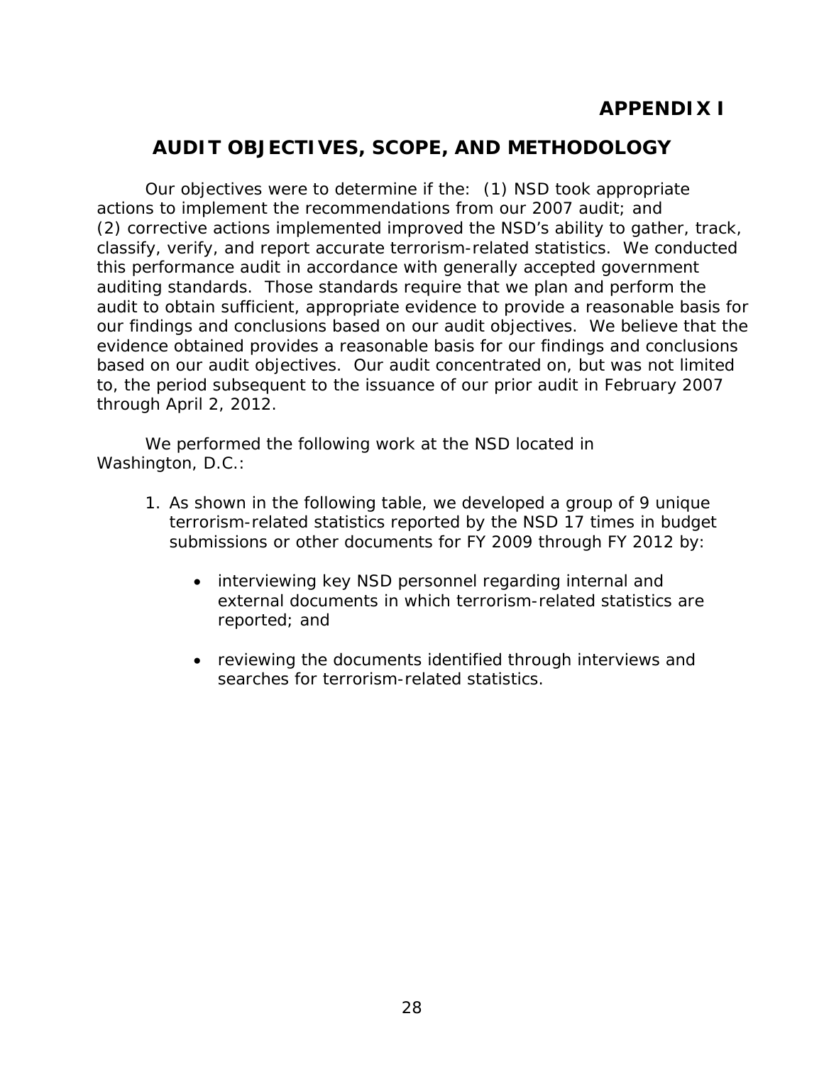# APPENDIX I

## AUDIT OBJECTIVES, SCOPE, AND METHODOLOGY

Our objectives were to determine if the: (1) NSD took appropriate actions to implement the recommendations from our 2007 audit; and (2) corrective actions implemented improved the NSD's ability to gather, track, classify, verify, and report accurate terrorism-related statistics. We conducted this performance audit in accordance with generally accepted government auditing standards. Those standards require that we plan and perform the audit to obtain sufficient, appropriate evidence to provide a reasonable basis for our findings and conclusions based on our audit objectives. We believe that the evidence obtained provides a reasonable basis for our findings and conclusions based on our audit objectives. Our audit concentrated on, but was not limited to, the period subsequent to the issuance of our prior audit in February 2007 through April 2, 2012.

We performed the following work at the NSD located in Washington, D.C.:

1. As shown in the following table, we developed a group of 9 unique terrorism-related statistics reported by the NSD 17 times in budget submissions or other documents for FY 2009 through FY 2012 by:

    - interviewing key NSD personnel regarding internal and external documents in which terrorism-related statistics are reported; and

    - reviewing the documents identified through interviews and searches for terrorism-related statistics.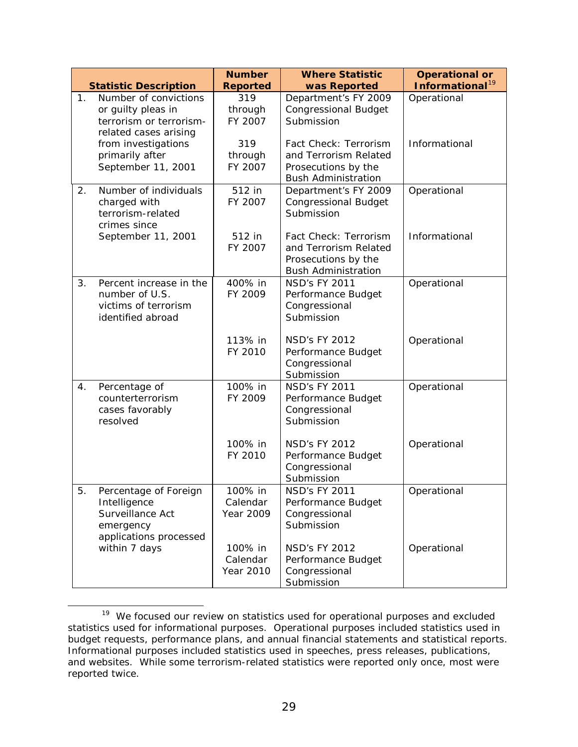| Statistic Description | Number Reported | Where Statistic was Reported | Operational or Informational[19] |
|---|---|---|---|
| 1. Number of convictions or guilty pleas in terrorism or terrorism-related cases arising from investigations primarily after September 11, 2001 | 319 through FY 2007 | Department's FY 2009 Congressional Budget Submission | Operational |
| | 319 through FY 2007 | Fact Check: Terrorism and Terrorism Related Prosecutions by the Bush Administration | Informational |
| 2. Number of individuals charged with terrorism-related crimes since September 11, 2001 | 512 in FY 2007 | Department's FY 2009 Congressional Budget Submission | Operational |
| | 512 in FY 2007 | Fact Check: Terrorism and Terrorism Related Prosecutions by the Bush Administration | Informational |
| 3. Percent increase in the number of U.S. victims of terrorism identified abroad | 400% in FY 2009 | NSD's FY 2011 Performance Budget Congressional Submission | Operational |
| | 113% in FY 2010 | NSD's FY 2012 Performance Budget Congressional Submission | Operational |
| 4. Percentage of counterterrorism cases favorably resolved | 100% in FY 2009 | NSD's FY 2011 Performance Budget Congressional Submission | Operational |
| | 100% in FY 2010 | NSD's FY 2012 Performance Budget Congressional Submission | Operational |
| 5. Percentage of Foreign Intelligence Surveillance Act emergency applications processed within 7 days | 100% in Calendar Year 2009 | NSD's FY 2011 Performance Budget Congressional Submission | Operational |
| | 100% in Calendar Year 2010 | NSD's FY 2012 Performance Budget Congressional Submission | Operational |

[19] We focused our review on statistics used for operational purposes and excluded statistics used for informational purposes. Operational purposes included statistics used in budget requests, performance plans, and annual financial statements and statistical reports. Informational purposes included statistics used in speeches, press releases, publications, and websites. While some terrorism-related statistics were reported only once, most were reported twice.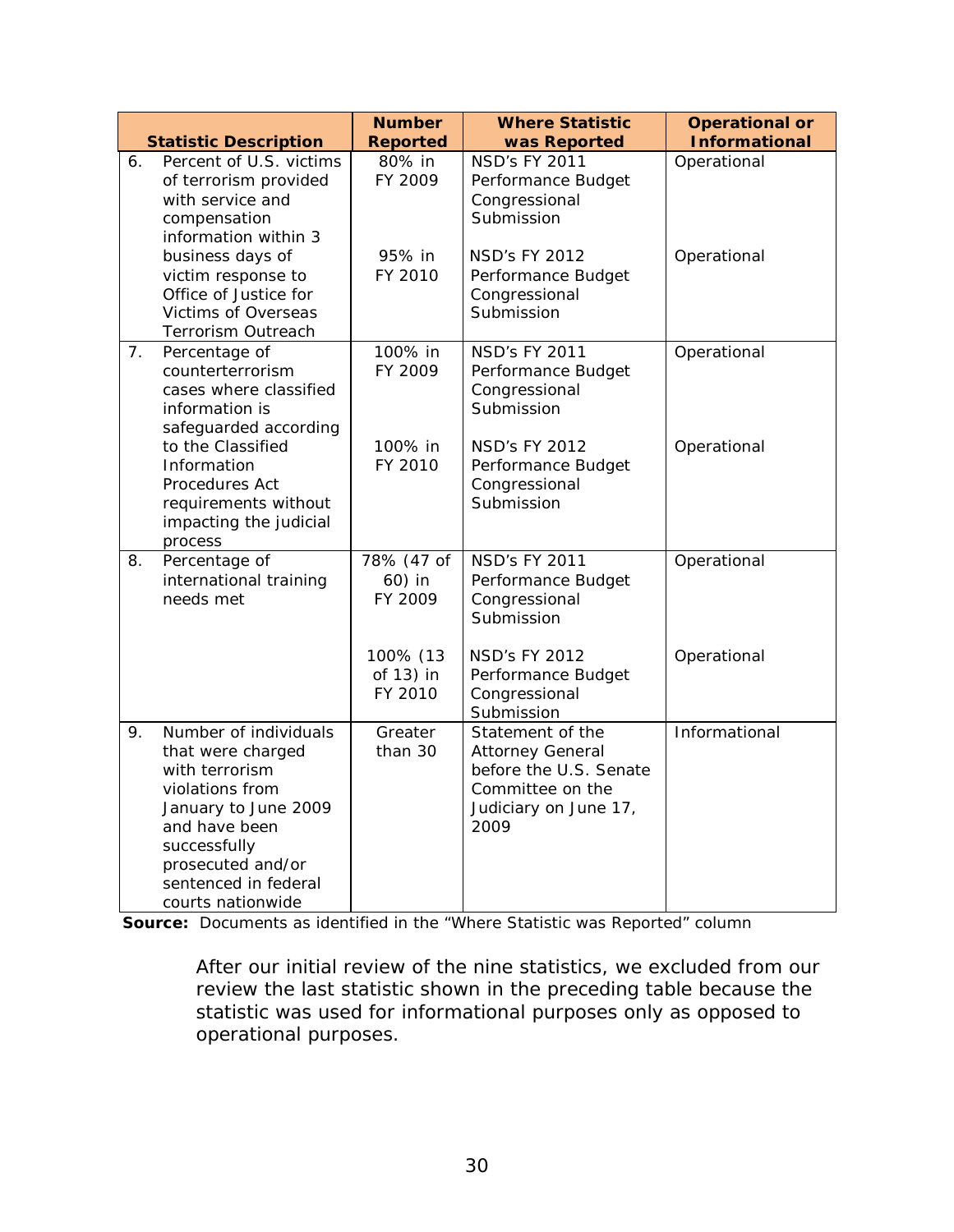| Statistic Description | Number Reported | Where Statistic was Reported | Operational or Informational |
|---|---|---|---|
| 6. Percent of U.S. victims of terrorism provided with service and compensation information within 3 business days of victim response to Office of Justice for Victims of Overseas Terrorism Outreach | 80% in FY 2009 | NSD's FY 2011 Performance Budget Congressional Submission | Operational |
| | 95% in FY 2010 | NSD's FY 2012 Performance Budget Congressional Submission | Operational |
| 7. Percentage of counterterrorism cases where classified information is safeguarded according to the Classified Information Procedures Act requirements without impacting the judicial process | 100% in FY 2009 | NSD's FY 2011 Performance Budget Congressional Submission | Operational |
| | 100% in FY 2010 | NSD's FY 2012 Performance Budget Congressional Submission | Operational |
| 8. Percentage of international training needs met | 78% (47 of 60) in FY 2009 | NSD's FY 2011 Performance Budget Congressional Submission | Operational |
| | 100% (13 of 13) in FY 2010 | NSD's FY 2012 Performance Budget Congressional Submission | Operational |
| 9. Number of individuals that were charged with terrorism violations from January to June 2009 and have been successfully prosecuted and/or sentenced in federal courts nationwide | Greater than 30 | Statement of the Attorney General before the U.S. Senate Committee on the Judiciary on June 17, 2009 | Informational |

**Source:** Documents as identified in the "Where Statistic was Reported" column

After our initial review of the nine statistics, we excluded from our review the last statistic shown in the preceding table because the statistic was used for informational purposes only as opposed to operational purposes.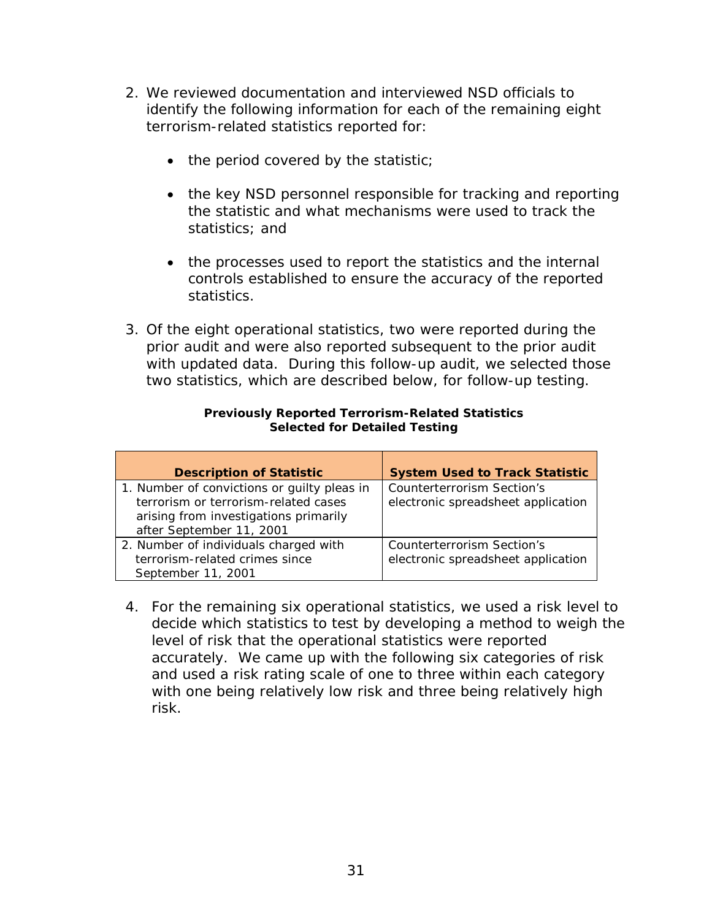2. We reviewed documentation and interviewed NSD officials to identify the following information for each of the remaining eight terrorism-related statistics reported for:

   - the period covered by the statistic;

   - the key NSD personnel responsible for tracking and reporting the statistic and what mechanisms were used to track the statistics; and

   - the processes used to report the statistics and the internal controls established to ensure the accuracy of the reported statistics.

3. Of the eight operational statistics, two were reported during the prior audit and were also reported subsequent to the prior audit with updated data. During this follow-up audit, we selected those two statistics, which are described below, for follow-up testing.

**Previously Reported Terrorism-Related Statistics Selected for Detailed Testing**

| Description of Statistic | System Used to Track Statistic |
|---|---|
| 1. Number of convictions or guilty pleas in terrorism or terrorism-related cases arising from investigations primarily after September 11, 2001 | Counterterrorism Section's electronic spreadsheet application |
| 2. Number of individuals charged with terrorism-related crimes since September 11, 2001 | Counterterrorism Section's electronic spreadsheet application |

4. For the remaining six operational statistics, we used a risk level to decide which statistics to test by developing a method to weigh the level of risk that the operational statistics were reported accurately. We came up with the following six categories of risk and used a risk rating scale of one to three within each category with one being relatively low risk and three being relatively high risk.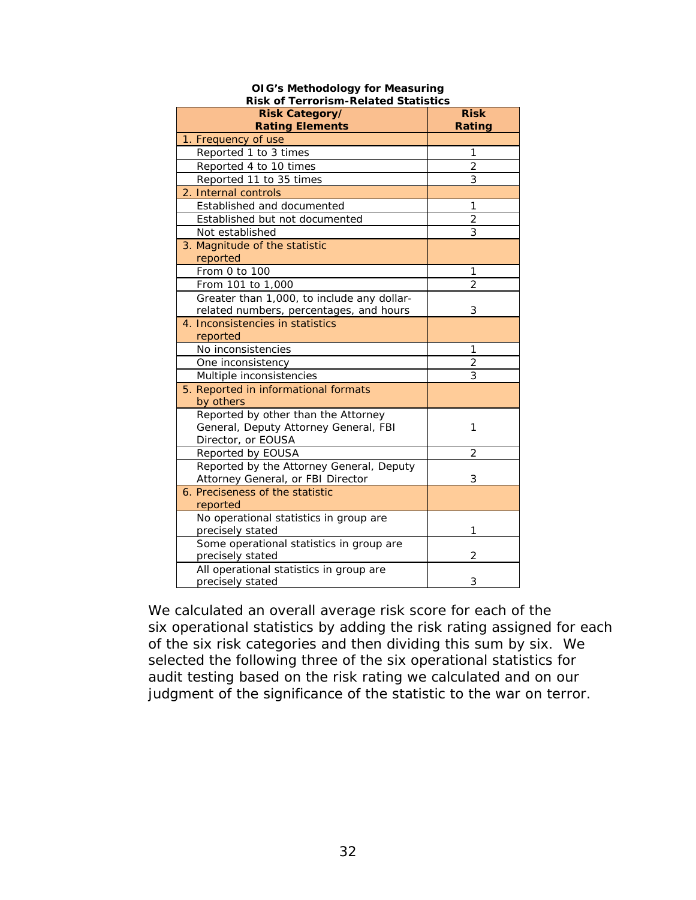**OIG's Methodology for Measuring Risk of Terrorism-Related Statistics**

| Risk Category/ Rating Elements | Risk Rating |
|---|---|
| 1. Frequency of use | |
| Reported 1 to 3 times | 1 |
| Reported 4 to 10 times | 2 |
| Reported 11 to 35 times | 3 |
| 2. Internal controls | |
| Established and documented | 1 |
| Established but not documented | 2 |
| Not established | 3 |
| 3. Magnitude of the statistic reported | |
| From 0 to 100 | 1 |
| From 101 to 1,000 | 2 |
| Greater than 1,000, to include any dollar-related numbers, percentages, and hours | 3 |
| 4. Inconsistencies in statistics reported | |
| No inconsistencies | 1 |
| One inconsistency | 2 |
| Multiple inconsistencies | 3 |
| 5. Reported in informational formats by others | |
| Reported by other than the Attorney General, Deputy Attorney General, FBI Director, or EOUSA | 1 |
| Reported by EOUSA | 2 |
| Reported by the Attorney General, Deputy Attorney General, or FBI Director | 3 |
| 6. Preciseness of the statistic reported | |
| No operational statistics in group are precisely stated | 1 |
| Some operational statistics in group are precisely stated | 2 |
| All operational statistics in group are precisely stated | 3 |

We calculated an overall average risk score for each of the six operational statistics by adding the risk rating assigned for each of the six risk categories and then dividing this sum by six. We selected the following three of the six operational statistics for audit testing based on the risk rating we calculated and on our judgment of the significance of the statistic to the war on terror.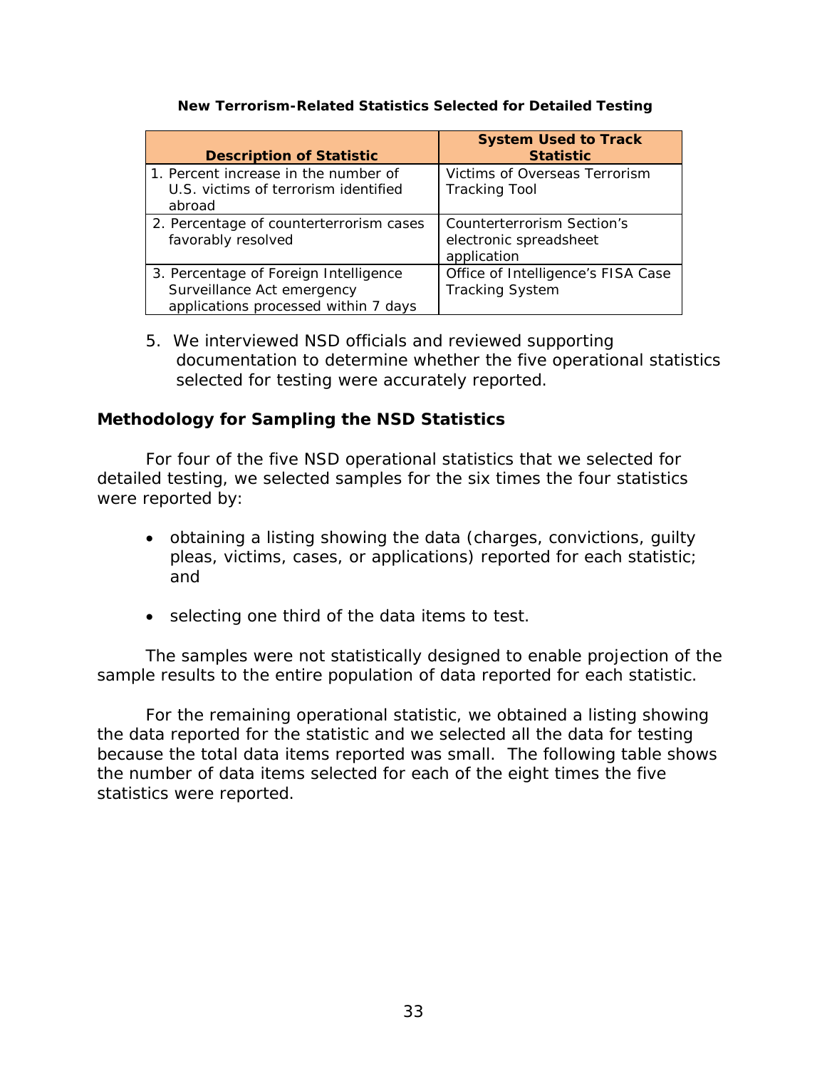**New Terrorism-Related Statistics Selected for Detailed Testing**

| Description of Statistic | System Used to Track Statistic |
|---|---|
| 1. Percent increase in the number of U.S. victims of terrorism identified abroad | Victims of Overseas Terrorism Tracking Tool |
| 2. Percentage of counterterrorism cases favorably resolved | Counterterrorism Section's electronic spreadsheet application |
| 3. Percentage of Foreign Intelligence Surveillance Act emergency applications processed within 7 days | Office of Intelligence's FISA Case Tracking System |

5. We interviewed NSD officials and reviewed supporting documentation to determine whether the five operational statistics selected for testing were accurately reported.

## Methodology for Sampling the NSD Statistics

For four of the five NSD operational statistics that we selected for detailed testing, we selected samples for the six times the four statistics were reported by:

- obtaining a listing showing the data (charges, convictions, guilty pleas, victims, cases, or applications) reported for each statistic; and
- selecting one third of the data items to test.

The samples were not statistically designed to enable projection of the sample results to the entire population of data reported for each statistic.

For the remaining operational statistic, we obtained a listing showing the data reported for the statistic and we selected all the data for testing because the total data items reported was small. The following table shows the number of data items selected for each of the eight times the five statistics were reported.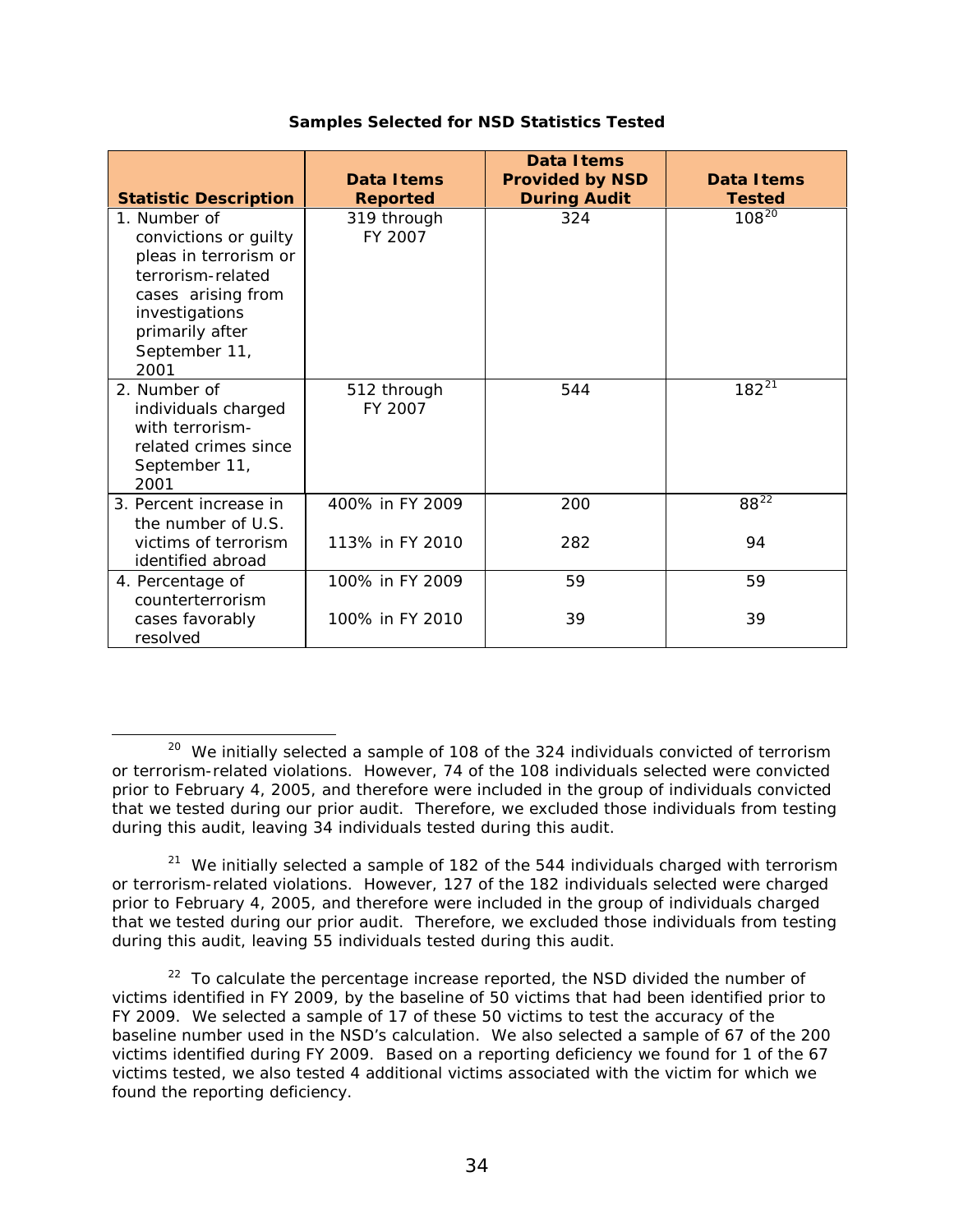**Samples Selected for NSD Statistics Tested**

| Statistic Description | Data Items Reported | Data Items Provided by NSD During Audit | Data Items Tested |
|---|---|---|---|
| 1. Number of convictions or guilty pleas in terrorism or terrorism-related cases arising from investigations primarily after September 11, 2001 | 319 through FY 2007 | 324 | 108[20] |
| 2. Number of individuals charged with terrorism-related crimes since September 11, 2001 | 512 through FY 2007 | 544 | 182[21] |
| 3. Percent increase in the number of U.S. victims of terrorism identified abroad | 400% in FY 2009<br>113% in FY 2010 | 200<br>282 | 88[22]<br>94 |
| 4. Percentage of counterterrorism cases favorably resolved | 100% in FY 2009<br>100% in FY 2010 | 59<br>39 | 59<br>39 |

[20] We initially selected a sample of 108 of the 324 individuals convicted of terrorism or terrorism-related violations. However, 74 of the 108 individuals selected were convicted prior to February 4, 2005, and therefore were included in the group of individuals convicted that we tested during our prior audit. Therefore, we excluded those individuals from testing during this audit, leaving 34 individuals tested during this audit.

[21] We initially selected a sample of 182 of the 544 individuals charged with terrorism or terrorism-related violations. However, 127 of the 182 individuals selected were charged prior to February 4, 2005, and therefore were included in the group of individuals charged that we tested during our prior audit. Therefore, we excluded those individuals from testing during this audit, leaving 55 individuals tested during this audit.

[22] To calculate the percentage increase reported, the NSD divided the number of victims identified in FY 2009, by the baseline of 50 victims that had been identified prior to FY 2009. We selected a sample of 17 of these 50 victims to test the accuracy of the baseline number used in the NSD's calculation. We also selected a sample of 67 of the 200 victims identified during FY 2009. Based on a reporting deficiency we found for 1 of the 67 victims tested, we also tested 4 additional victims associated with the victim for which we found the reporting deficiency.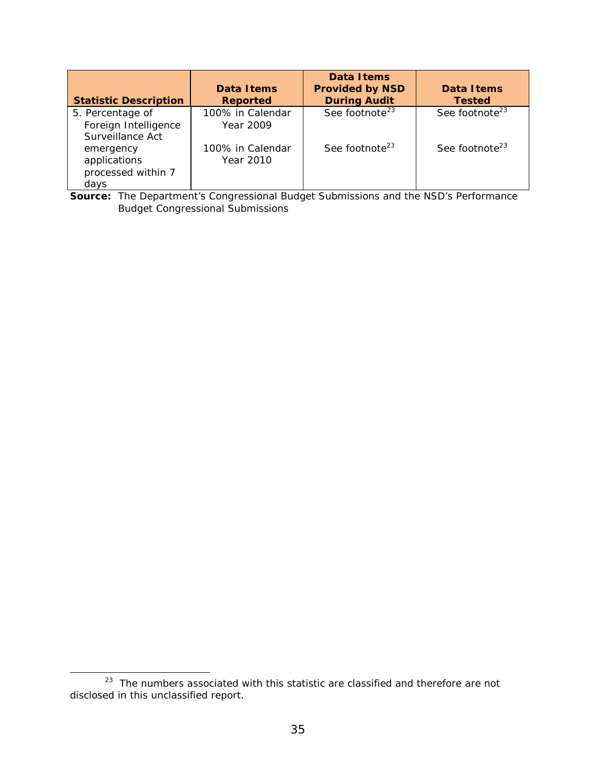| Statistic Description | Data Items Reported | Data Items Provided by NSD During Audit | Data Items Tested |
|---|---|---|---|
| 5. Percentage of Foreign Intelligence Surveillance Act emergency applications processed within 7 days | 100% in Calendar Year 2009 | See footnote[23] | See footnote[23] |
| | 100% in Calendar Year 2010 | See footnote[23] | See footnote[23] |

**Source:** The Department's Congressional Budget Submissions and the NSD's Performance Budget Congressional Submissions

[23] The numbers associated with this statistic are classified and therefore are not disclosed in this unclassified report.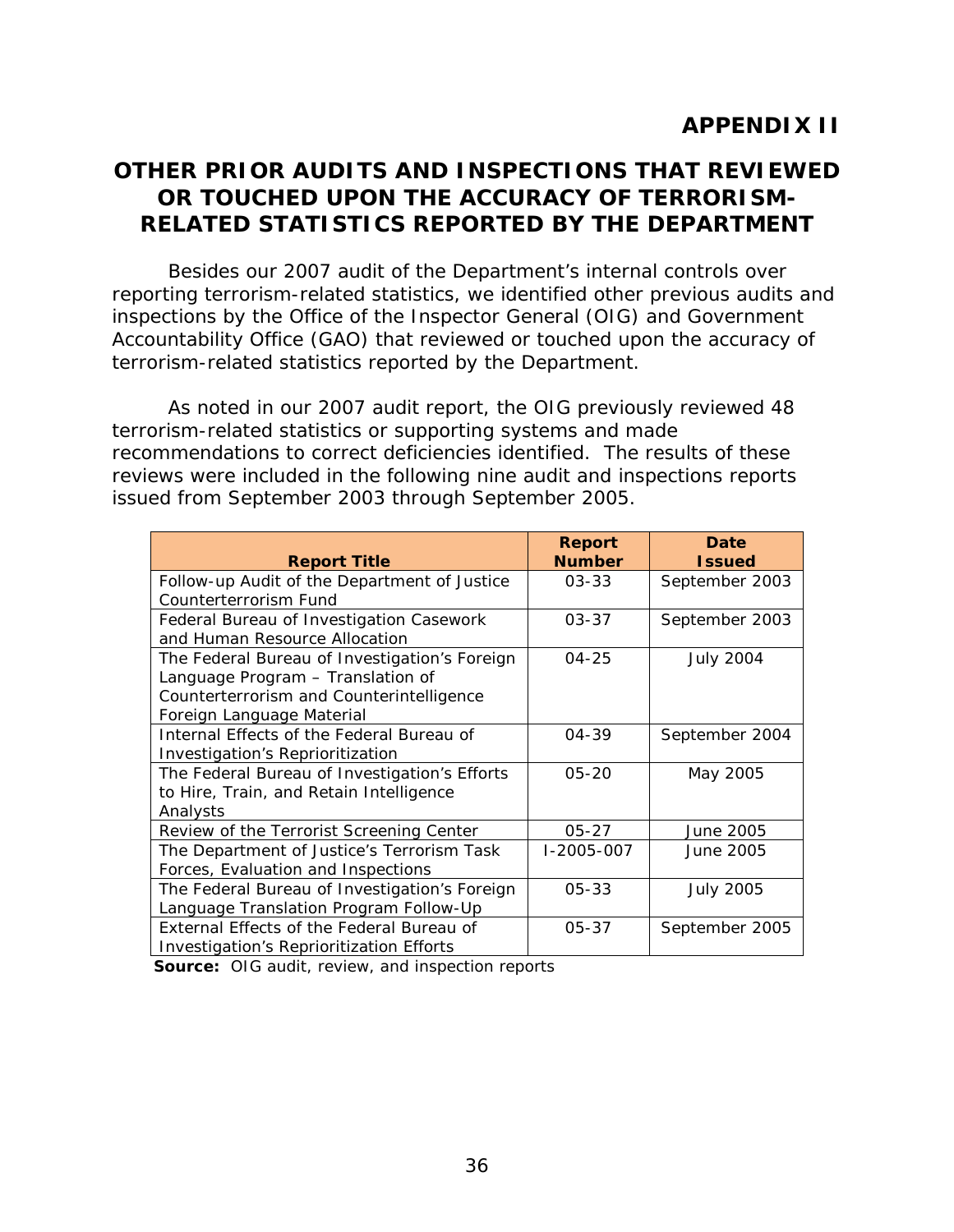# APPENDIX II

## OTHER PRIOR AUDITS AND INSPECTIONS THAT REVIEWED OR TOUCHED UPON THE ACCURACY OF TERRORISM-RELATED STATISTICS REPORTED BY THE DEPARTMENT

Besides our 2007 audit of the Department's internal controls over reporting terrorism-related statistics, we identified other previous audits and inspections by the Office of the Inspector General (OIG) and Government Accountability Office (GAO) that reviewed or touched upon the accuracy of terrorism-related statistics reported by the Department.

As noted in our 2007 audit report, the OIG previously reviewed 48 terrorism-related statistics or supporting systems and made recommendations to correct deficiencies identified. The results of these reviews were included in the following nine audit and inspections reports issued from September 2003 through September 2005.

| Report Title | Report Number | Date Issued |
|---|---|---|
| Follow-up Audit of the Department of Justice Counterterrorism Fund | 03-33 | September 2003 |
| Federal Bureau of Investigation Casework and Human Resource Allocation | 03-37 | September 2003 |
| The Federal Bureau of Investigation's Foreign Language Program – Translation of Counterterrorism and Counterintelligence Foreign Language Material | 04-25 | July 2004 |
| Internal Effects of the Federal Bureau of Investigation's Reprioritization | 04-39 | September 2004 |
| The Federal Bureau of Investigation's Efforts to Hire, Train, and Retain Intelligence Analysts | 05-20 | May 2005 |
| Review of the Terrorist Screening Center | 05-27 | June 2005 |
| The Department of Justice's Terrorism Task Forces, Evaluation and Inspections | I-2005-007 | June 2005 |
| The Federal Bureau of Investigation's Foreign Language Translation Program Follow-Up | 05-33 | July 2005 |
| External Effects of the Federal Bureau of Investigation's Reprioritization Efforts | 05-37 | September 2005 |

**Source:** OIG audit, review, and inspection reports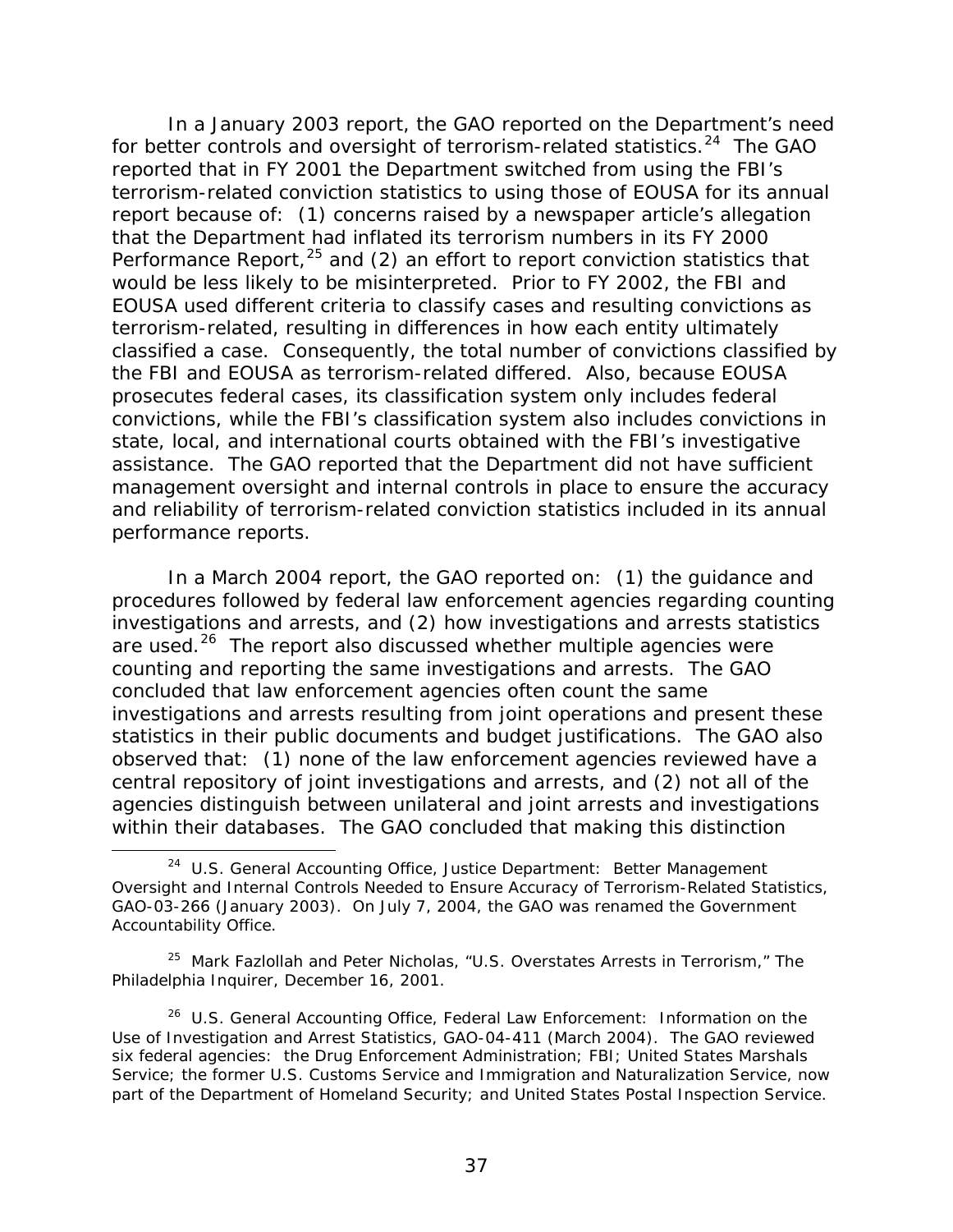In a January 2003 report, the GAO reported on the Department's need for better controls and oversight of terrorism-related statistics.[24] The GAO reported that in FY 2001 the Department switched from using the FBI's terrorism-related conviction statistics to using those of EOUSA for its annual report because of: (1) concerns raised by a newspaper article's allegation that the Department had inflated its terrorism numbers in its FY 2000 Performance Report,[25] and (2) an effort to report conviction statistics that would be less likely to be misinterpreted. Prior to FY 2002, the FBI and EOUSA used different criteria to classify cases and resulting convictions as terrorism-related, resulting in differences in how each entity ultimately classified a case. Consequently, the total number of convictions classified by the FBI and EOUSA as terrorism-related differed. Also, because EOUSA prosecutes federal cases, its classification system only includes federal convictions, while the FBI's classification system also includes convictions in state, local, and international courts obtained with the FBI's investigative assistance. The GAO reported that the Department did not have sufficient management oversight and internal controls in place to ensure the accuracy and reliability of terrorism-related conviction statistics included in its annual performance reports.

In a March 2004 report, the GAO reported on: (1) the guidance and procedures followed by federal law enforcement agencies regarding counting investigations and arrests, and (2) how investigations and arrests statistics are used.[26] The report also discussed whether multiple agencies were counting and reporting the same investigations and arrests. The GAO concluded that law enforcement agencies often count the same investigations and arrests resulting from joint operations and present these statistics in their public documents and budget justifications. The GAO also observed that: (1) none of the law enforcement agencies reviewed have a central repository of joint investigations and arrests, and (2) not all of the agencies distinguish between unilateral and joint arrests and investigations within their databases. The GAO concluded that making this distinction

---

[24] U.S. General Accounting Office, Justice Department: Better Management Oversight and Internal Controls Needed to Ensure Accuracy of Terrorism-Related Statistics, GAO-03-266 (January 2003). On July 7, 2004, the GAO was renamed the Government Accountability Office.

[25] Mark Fazlollah and Peter Nicholas, "U.S. Overstates Arrests in Terrorism," The Philadelphia Inquirer, December 16, 2001.

[26] U.S. General Accounting Office, Federal Law Enforcement: Information on the Use of Investigation and Arrest Statistics, GAO-04-411 (March 2004). The GAO reviewed six federal agencies: the Drug Enforcement Administration; FBI; United States Marshals Service; the former U.S. Customs Service and Immigration and Naturalization Service, now part of the Department of Homeland Security; and United States Postal Inspection Service.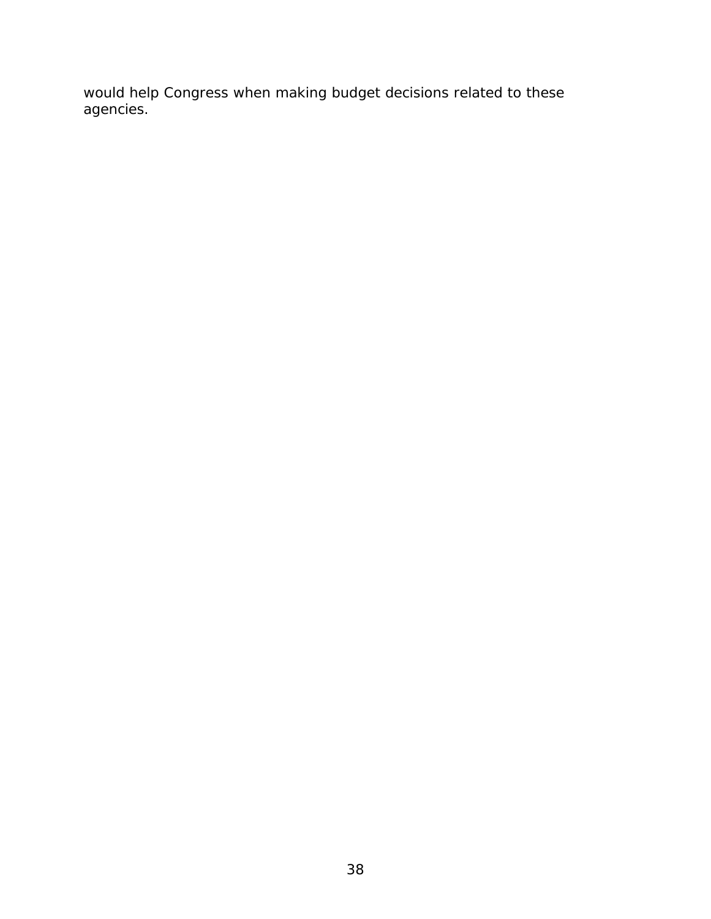would help Congress when making budget decisions related to these agencies.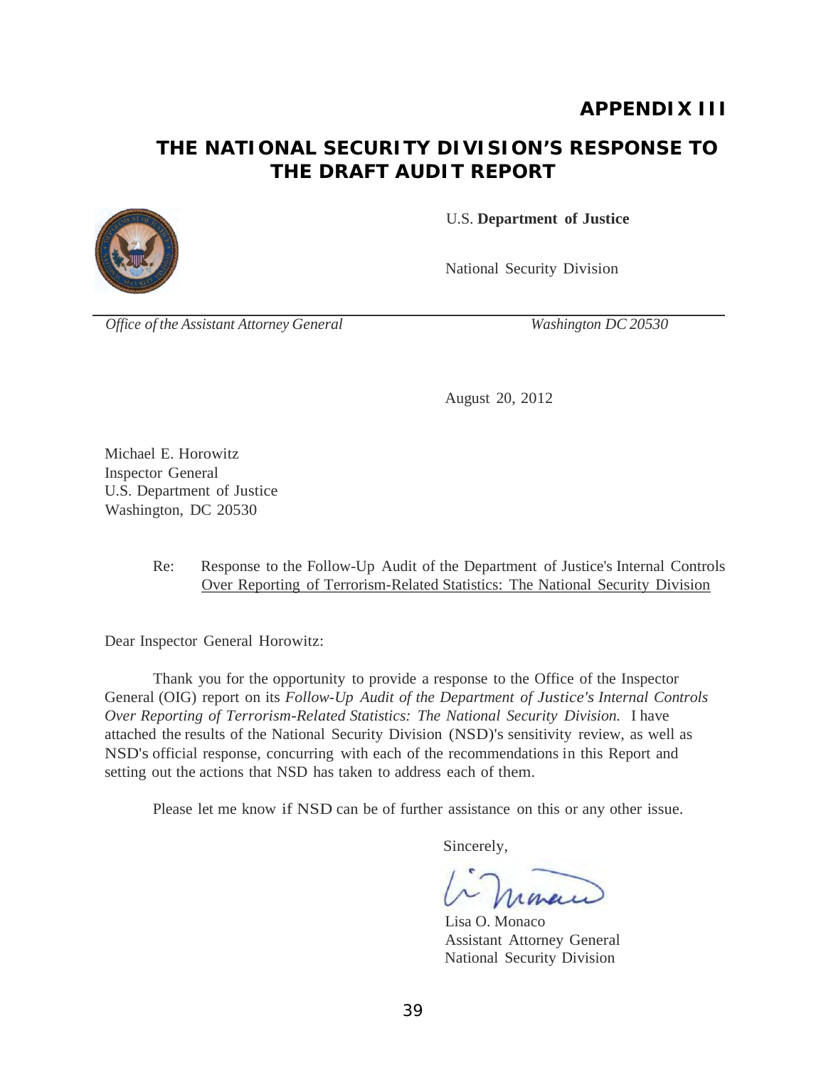# APPENDIX III

## THE NATIONAL SECURITY DIVISION'S RESPONSE TO THE DRAFT AUDIT REPORT

U.S. **Department of Justice**

National Security Division

*Office of the Assistant Attorney General* *Washington DC 20530*

August 20, 2012

Michael E. Horowitz
Inspector General
U.S. Department of Justice
Washington, DC 20530

Re: Response to the Follow-Up Audit of the Department of Justice's Internal Controls Over Reporting of Terrorism-Related Statistics: The National Security Division

Dear Inspector General Horowitz:

Thank you for the opportunity to provide a response to the Office of the Inspector General (OIG) report on its *Follow-Up Audit of the Department of Justice's Internal Controls Over Reporting of Terrorism-Related Statistics: The National Security Division.* I have attached the results of the National Security Division (NSD)'s sensitivity review, as well as NSD's official response, concurring with each of the recommendations in this Report and setting out the actions that NSD has taken to address each of them.

Please let me know if NSD can be of further assistance on this or any other issue.

Sincerely,

Lisa O. Monaco
Assistant Attorney General
National Security Division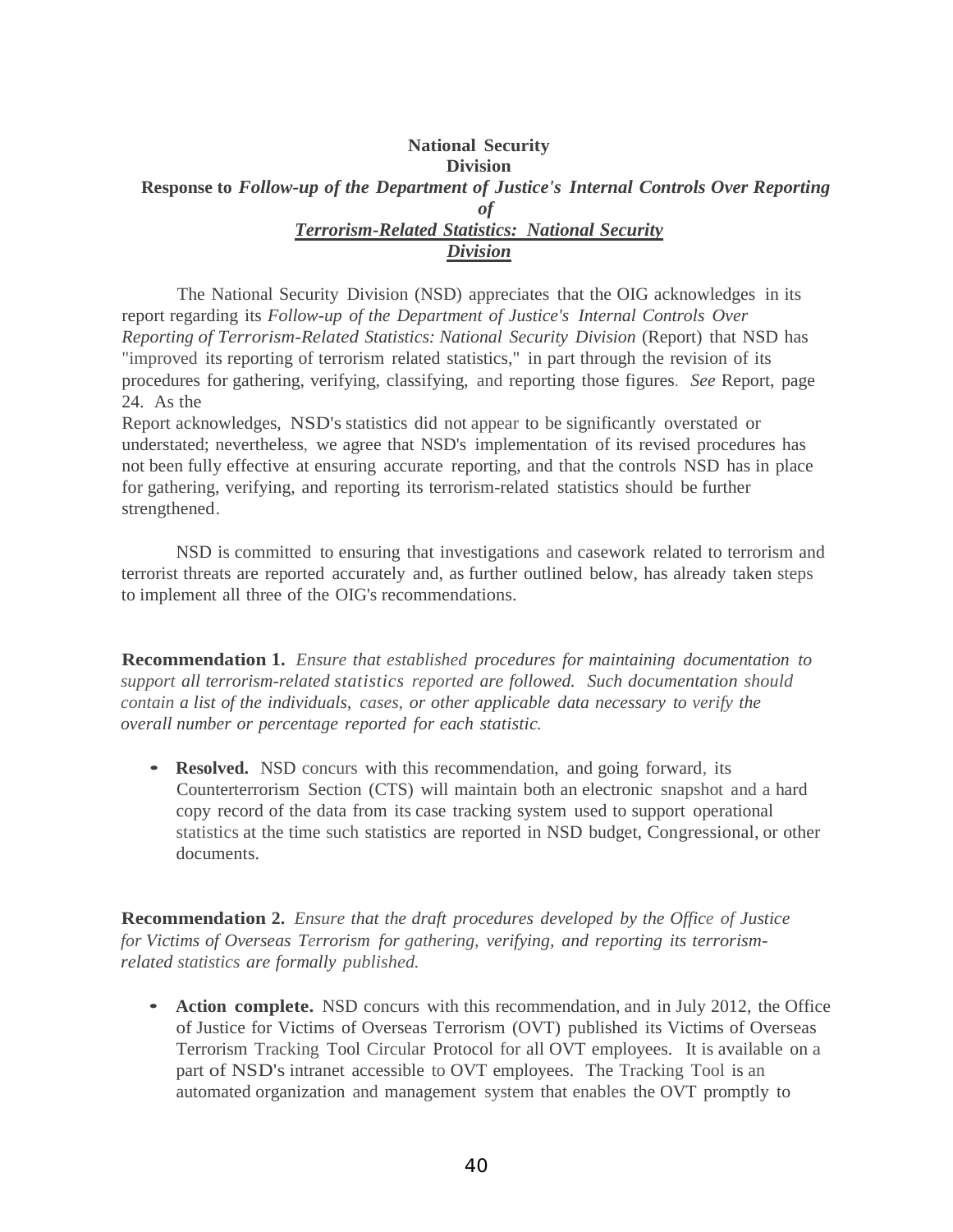**National Security Division**

**Response to *Follow-up of the Department of Justice's Internal Controls Over Reporting of <u>Terrorism-Related Statistics: National Security Division</u>***

The National Security Division (NSD) appreciates that the OIG acknowledges in its report regarding its *Follow-up of the Department of Justice's Internal Controls Over Reporting of Terrorism-Related Statistics: National Security Division* (Report) that NSD has "improved its reporting of terrorism related statistics," in part through the revision of its procedures for gathering, verifying, classifying, and reporting those figures. *See* Report, page 24. As the Report acknowledges, NSD's statistics did not appear to be significantly overstated or understated; nevertheless, we agree that NSD's implementation of its revised procedures has not been fully effective at ensuring accurate reporting, and that the controls NSD has in place for gathering, verifying, and reporting its terrorism-related statistics should be further strengthened.

NSD is committed to ensuring that investigations and casework related to terrorism and terrorist threats are reported accurately and, as further outlined below, has already taken steps to implement all three of the OIG's recommendations.

**Recommendation 1.** *Ensure that established procedures for maintaining documentation to support all terrorism-related statistics reported are followed. Such documentation should contain a list of the individuals, cases, or other applicable data necessary to verify the overall number or percentage reported for each statistic.*

- **Resolved.** NSD concurs with this recommendation, and going forward, its Counterterrorism Section (CTS) will maintain both an electronic snapshot and a hard copy record of the data from its case tracking system used to support operational statistics at the time such statistics are reported in NSD budget, Congressional, or other documents.

**Recommendation 2.** *Ensure that the draft procedures developed by the Office of Justice for Victims of Overseas Terrorism for gathering, verifying, and reporting its terrorism-related statistics are formally published.*

- **Action complete.** NSD concurs with this recommendation, and in July 2012, the Office of Justice for Victims of Overseas Terrorism (OVT) published its Victims of Overseas Terrorism Tracking Tool Circular Protocol for all OVT employees. It is available on a part of NSD's intranet accessible to OVT employees. The Tracking Tool is an automated organization and management system that enables the OVT promptly to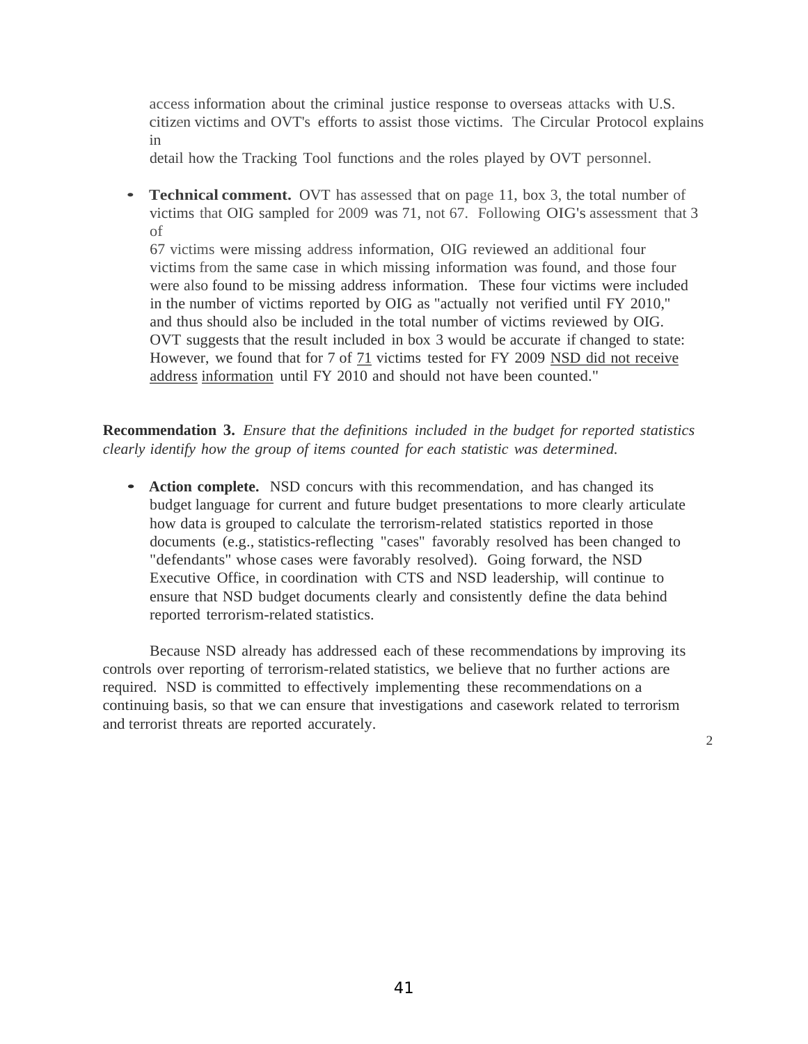access information about the criminal justice response to overseas attacks with U.S. citizen victims and OVT's efforts to assist those victims. The Circular Protocol explains in detail how the Tracking Tool functions and the roles played by OVT personnel.

- **Technical comment.** OVT has assessed that on page 11, box 3, the total number of victims that OIG sampled for 2009 was 71, not 67. Following OIG's assessment that 3 of 67 victims were missing address information, OIG reviewed an additional four victims from the same case in which missing information was found, and those four were also found to be missing address information. These four victims were included in the number of victims reported by OIG as "actually not verified until FY 2010," and thus should also be included in the total number of victims reviewed by OIG. OVT suggests that the result included in box 3 would be accurate if changed to state: However, we found that for 7 of 71 victims tested for FY 2009 NSD did not receive address information until FY 2010 and should not have been counted."

**Recommendation 3.** *Ensure that the definitions included in the budget for reported statistics clearly identify how the group of items counted for each statistic was determined.*

- **Action complete.** NSD concurs with this recommendation, and has changed its budget language for current and future budget presentations to more clearly articulate how data is grouped to calculate the terrorism-related statistics reported in those documents (e.g., statistics-reflecting "cases" favorably resolved has been changed to "defendants" whose cases were favorably resolved). Going forward, the NSD Executive Office, in coordination with CTS and NSD leadership, will continue to ensure that NSD budget documents clearly and consistently define the data behind reported terrorism-related statistics.

Because NSD already has addressed each of these recommendations by improving its controls over reporting of terrorism-related statistics, we believe that no further actions are required. NSD is committed to effectively implementing these recommendations on a continuing basis, so that we can ensure that investigations and casework related to terrorism and terrorist threats are reported accurately.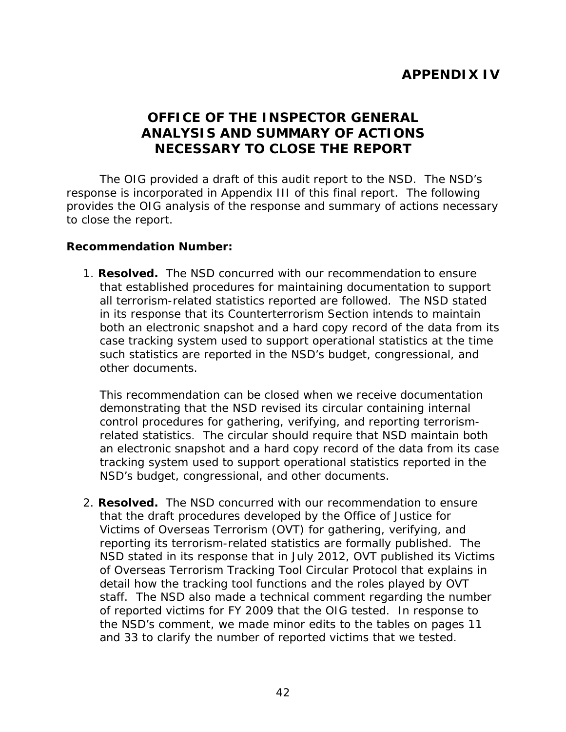# APPENDIX IV

## OFFICE OF THE INSPECTOR GENERAL ANALYSIS AND SUMMARY OF ACTIONS NECESSARY TO CLOSE THE REPORT

The OIG provided a draft of this audit report to the NSD. The NSD's response is incorporated in Appendix III of this final report. The following provides the OIG analysis of the response and summary of actions necessary to close the report.

**Recommendation Number:**

1. **Resolved.** The NSD concurred with our recommendation to ensure that established procedures for maintaining documentation to support all terrorism-related statistics reported are followed. The NSD stated in its response that its Counterterrorism Section intends to maintain both an electronic snapshot and a hard copy record of the data from its case tracking system used to support operational statistics at the time such statistics are reported in the NSD's budget, congressional, and other documents.

   This recommendation can be closed when we receive documentation demonstrating that the NSD revised its circular containing internal control procedures for gathering, verifying, and reporting terrorism-related statistics. The circular should require that NSD maintain both an electronic snapshot and a hard copy record of the data from its case tracking system used to support operational statistics reported in the NSD's budget, congressional, and other documents.

2. **Resolved.** The NSD concurred with our recommendation to ensure that the draft procedures developed by the Office of Justice for Victims of Overseas Terrorism (OVT) for gathering, verifying, and reporting its terrorism-related statistics are formally published. The NSD stated in its response that in July 2012, OVT published its Victims of Overseas Terrorism Tracking Tool Circular Protocol that explains in detail how the tracking tool functions and the roles played by OVT staff. The NSD also made a technical comment regarding the number of reported victims for FY 2009 that the OIG tested. In response to the NSD's comment, we made minor edits to the tables on pages 11 and 33 to clarify the number of reported victims that we tested.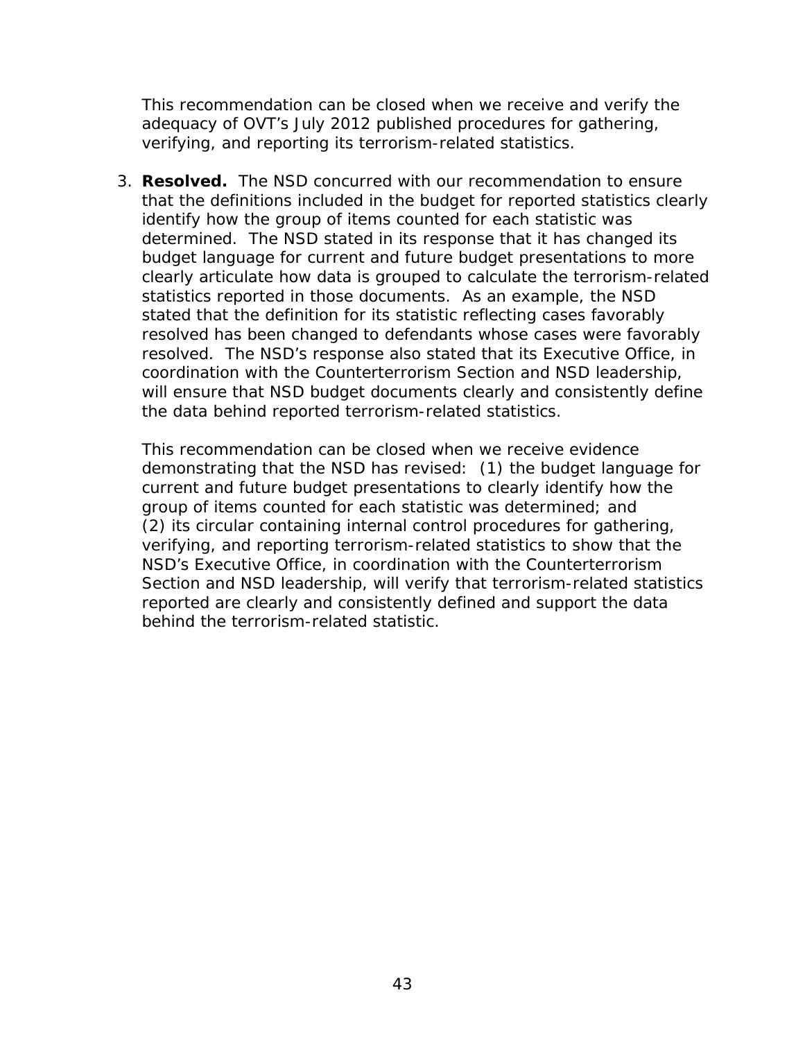This recommendation can be closed when we receive and verify the adequacy of OVT's July 2012 published procedures for gathering, verifying, and reporting its terrorism-related statistics.

3. **Resolved.** The NSD concurred with our recommendation to ensure that the definitions included in the budget for reported statistics clearly identify how the group of items counted for each statistic was determined. The NSD stated in its response that it has changed its budget language for current and future budget presentations to more clearly articulate how data is grouped to calculate the terrorism-related statistics reported in those documents. As an example, the NSD stated that the definition for its statistic reflecting cases favorably resolved has been changed to defendants whose cases were favorably resolved. The NSD's response also stated that its Executive Office, in coordination with the Counterterrorism Section and NSD leadership, will ensure that NSD budget documents clearly and consistently define the data behind reported terrorism-related statistics.

   This recommendation can be closed when we receive evidence demonstrating that the NSD has revised: (1) the budget language for current and future budget presentations to clearly identify how the group of items counted for each statistic was determined; and (2) its circular containing internal control procedures for gathering, verifying, and reporting terrorism-related statistics to show that the NSD's Executive Office, in coordination with the Counterterrorism Section and NSD leadership, will verify that terrorism-related statistics reported are clearly and consistently defined and support the data behind the terrorism-related statistic.